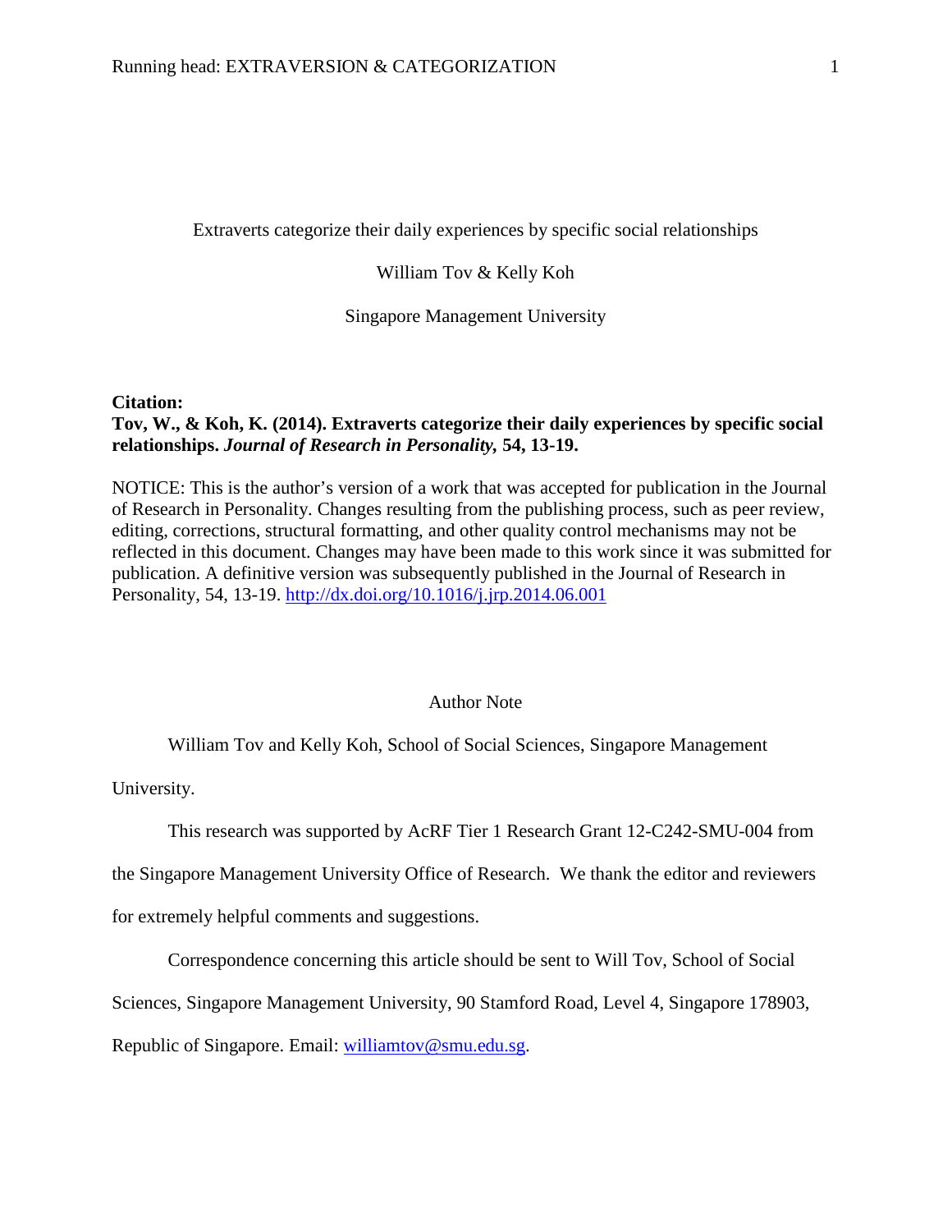# Extraverts categorize their daily experiences by specific social relationships

William Tov & Kelly Koh

Singapore Management University

**Citation:**
**Tov, W., & Koh, K. (2014). Extraverts categorize their daily experiences by specific social relationships. *Journal of Research in Personality,* 54, 13-19.**

NOTICE: This is the author's version of a work that was accepted for publication in the Journal of Research in Personality. Changes resulting from the publishing process, such as peer review, editing, corrections, structural formatting, and other quality control mechanisms may not be reflected in this document. Changes may have been made to this work since it was submitted for publication. A definitive version was subsequently published in the Journal of Research in Personality, 54, 13-19. http://dx.doi.org/10.1016/j.jrp.2014.06.001

## Author Note

William Tov and Kelly Koh, School of Social Sciences, Singapore Management University.

This research was supported by AcRF Tier 1 Research Grant 12-C242-SMU-004 from the Singapore Management University Office of Research. We thank the editor and reviewers for extremely helpful comments and suggestions.

Correspondence concerning this article should be sent to Will Tov, School of Social Sciences, Singapore Management University, 90 Stamford Road, Level 4, Singapore 178903, Republic of Singapore. Email: williamtov@smu.edu.sg.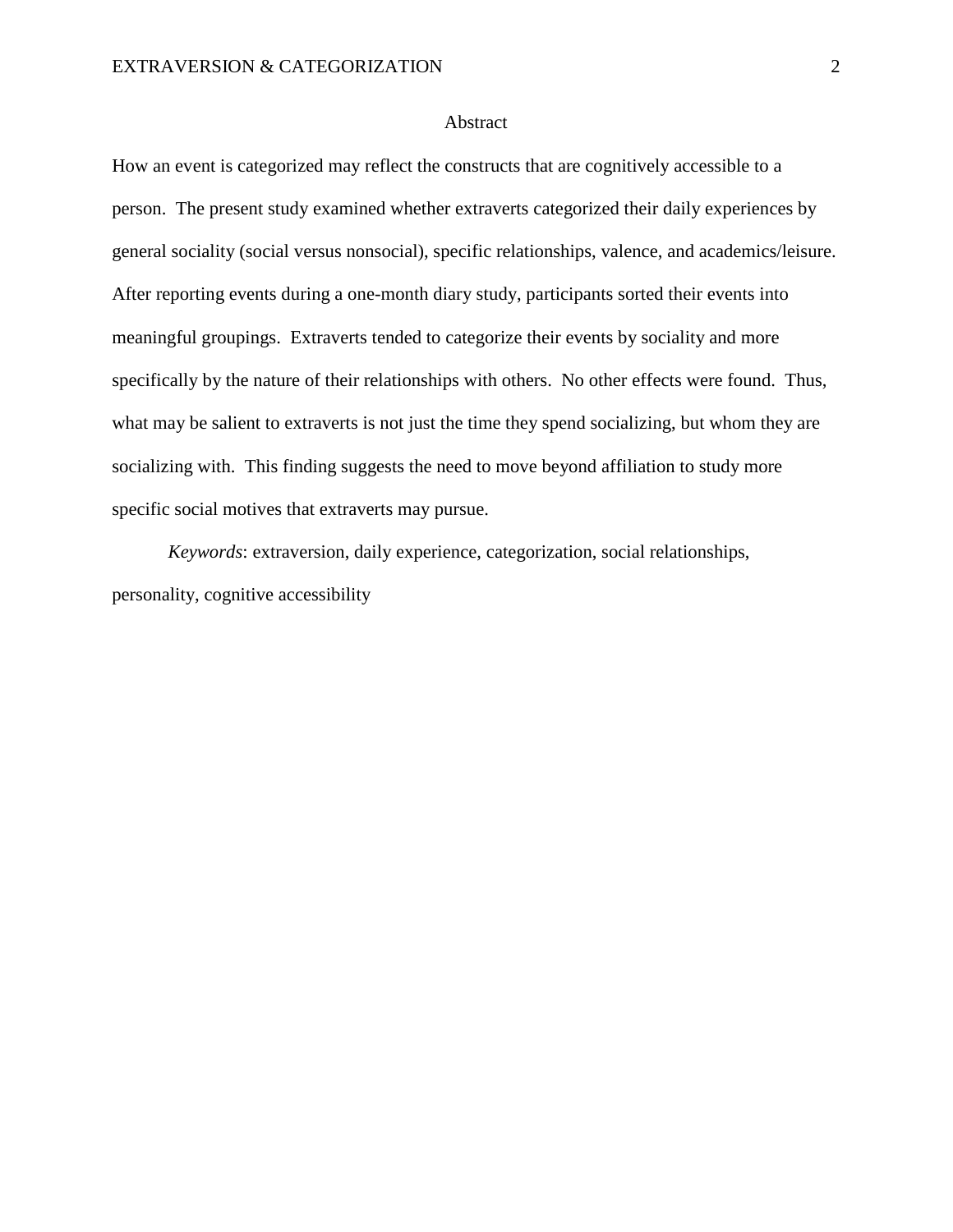# Abstract

How an event is categorized may reflect the constructs that are cognitively accessible to a person. The present study examined whether extraverts categorized their daily experiences by general sociality (social versus nonsocial), specific relationships, valence, and academics/leisure. After reporting events during a one-month diary study, participants sorted their events into meaningful groupings. Extraverts tended to categorize their events by sociality and more specifically by the nature of their relationships with others. No other effects were found. Thus, what may be salient to extraverts is not just the time they spend socializing, but whom they are socializing with. This finding suggests the need to move beyond affiliation to study more specific social motives that extraverts may pursue.

*Keywords*: extraversion, daily experience, categorization, social relationships, personality, cognitive accessibility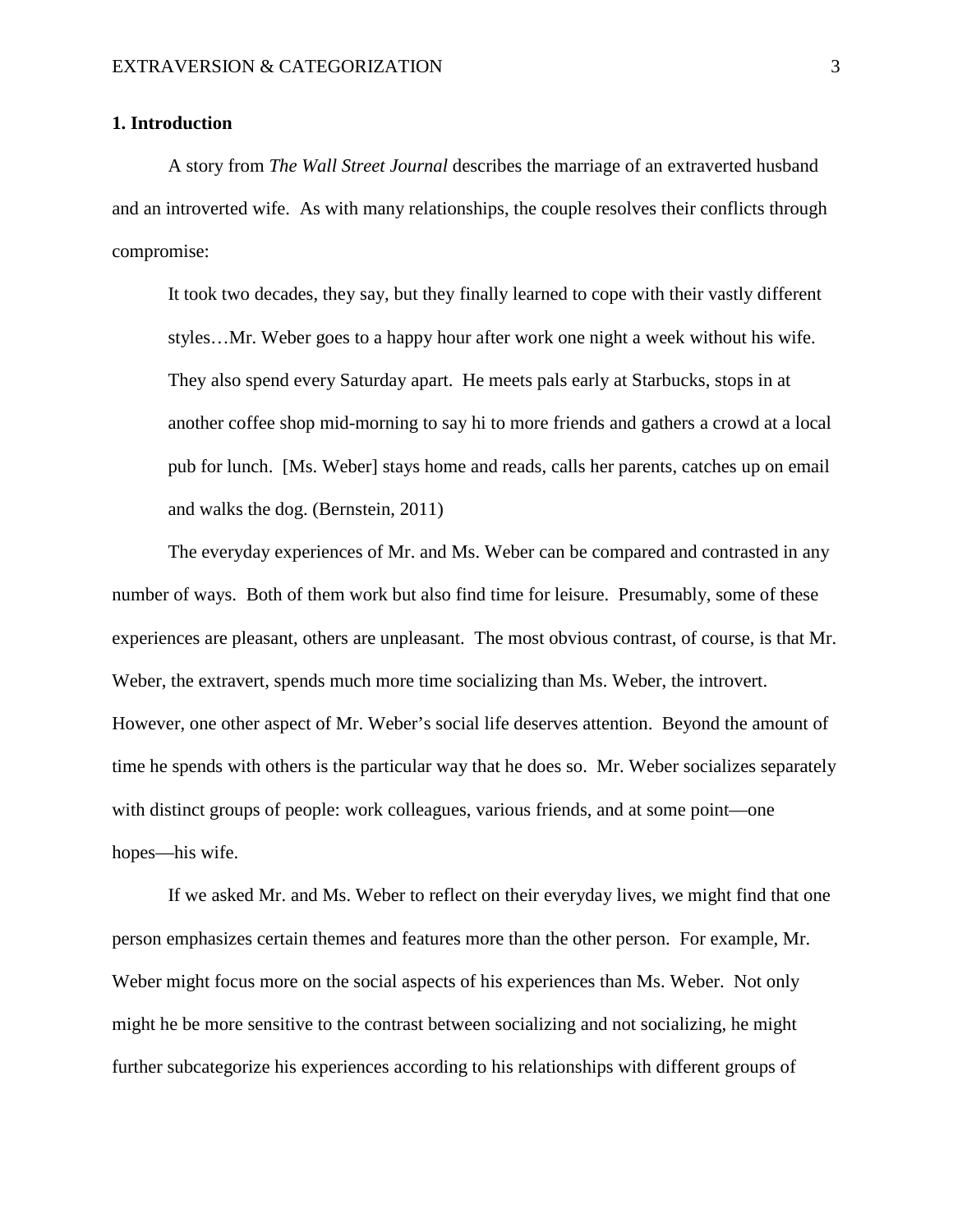## 1. Introduction

A story from *The Wall Street Journal* describes the marriage of an extraverted husband and an introverted wife. As with many relationships, the couple resolves their conflicts through compromise:

> It took two decades, they say, but they finally learned to cope with their vastly different styles…Mr. Weber goes to a happy hour after work one night a week without his wife. They also spend every Saturday apart. He meets pals early at Starbucks, stops in at another coffee shop mid-morning to say hi to more friends and gathers a crowd at a local pub for lunch. [Ms. Weber] stays home and reads, calls her parents, catches up on email and walks the dog. (Bernstein, 2011)

The everyday experiences of Mr. and Ms. Weber can be compared and contrasted in any number of ways. Both of them work but also find time for leisure. Presumably, some of these experiences are pleasant, others are unpleasant. The most obvious contrast, of course, is that Mr. Weber, the extravert, spends much more time socializing than Ms. Weber, the introvert. However, one other aspect of Mr. Weber's social life deserves attention. Beyond the amount of time he spends with others is the particular way that he does so. Mr. Weber socializes separately with distinct groups of people: work colleagues, various friends, and at some point—one hopes—his wife.

If we asked Mr. and Ms. Weber to reflect on their everyday lives, we might find that one person emphasizes certain themes and features more than the other person. For example, Mr. Weber might focus more on the social aspects of his experiences than Ms. Weber. Not only might he be more sensitive to the contrast between socializing and not socializing, he might further subcategorize his experiences according to his relationships with different groups of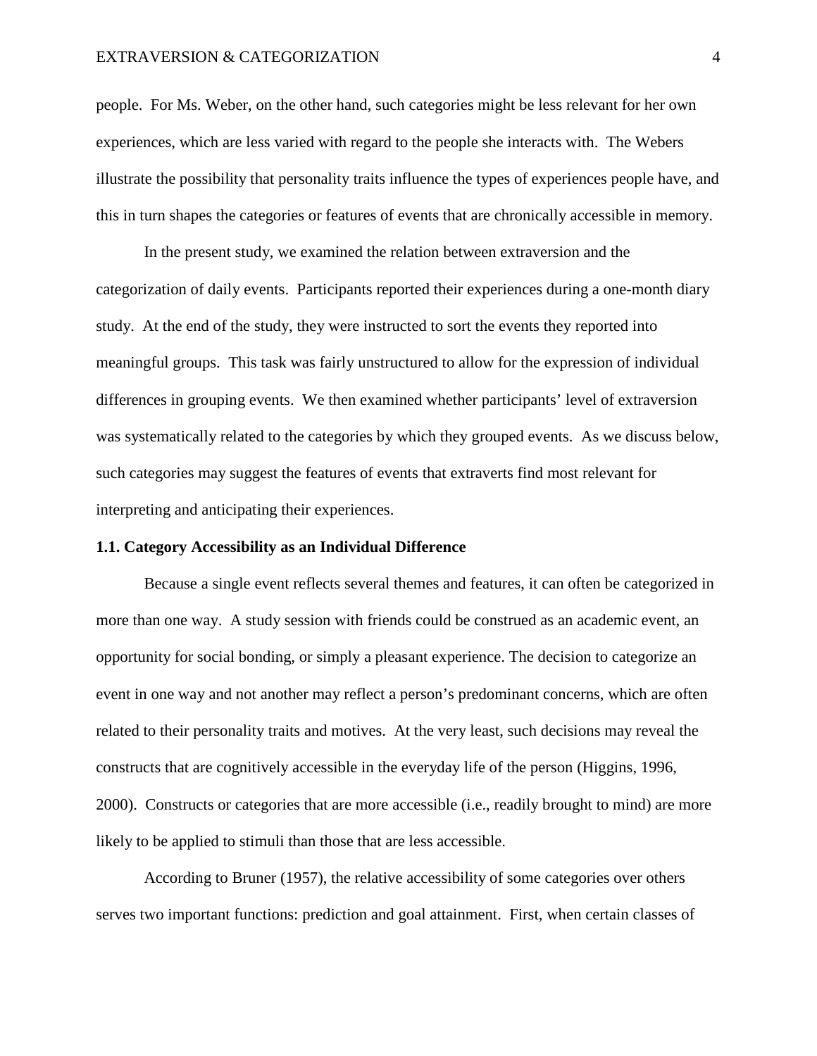people. For Ms. Weber, on the other hand, such categories might be less relevant for her own experiences, which are less varied with regard to the people she interacts with. The Webers illustrate the possibility that personality traits influence the types of experiences people have, and this in turn shapes the categories or features of events that are chronically accessible in memory.

In the present study, we examined the relation between extraversion and the categorization of daily events. Participants reported their experiences during a one-month diary study. At the end of the study, they were instructed to sort the events they reported into meaningful groups. This task was fairly unstructured to allow for the expression of individual differences in grouping events. We then examined whether participants' level of extraversion was systematically related to the categories by which they grouped events. As we discuss below, such categories may suggest the features of events that extraverts find most relevant for interpreting and anticipating their experiences.

### 1.1. Category Accessibility as an Individual Difference

Because a single event reflects several themes and features, it can often be categorized in more than one way. A study session with friends could be construed as an academic event, an opportunity for social bonding, or simply a pleasant experience. The decision to categorize an event in one way and not another may reflect a person's predominant concerns, which are often related to their personality traits and motives. At the very least, such decisions may reveal the constructs that are cognitively accessible in the everyday life of the person (Higgins, 1996, 2000). Constructs or categories that are more accessible (i.e., readily brought to mind) are more likely to be applied to stimuli than those that are less accessible.

According to Bruner (1957), the relative accessibility of some categories over others serves two important functions: prediction and goal attainment. First, when certain classes of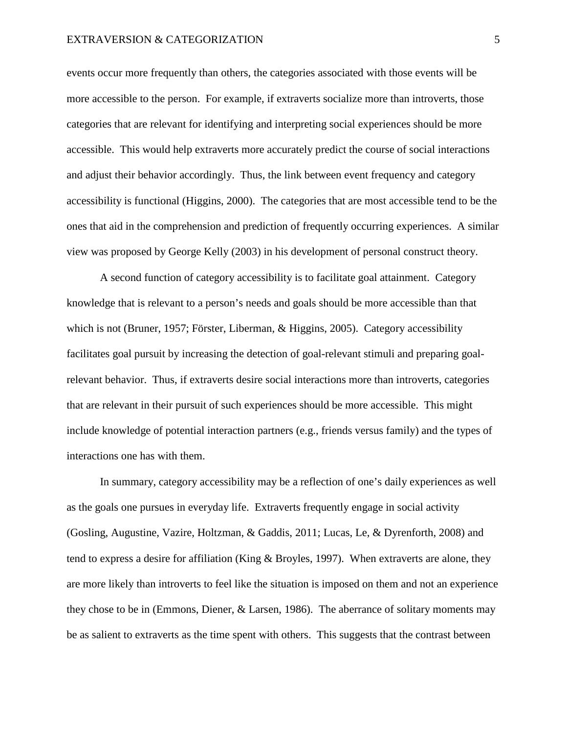events occur more frequently than others, the categories associated with those events will be more accessible to the person. For example, if extraverts socialize more than introverts, those categories that are relevant for identifying and interpreting social experiences should be more accessible. This would help extraverts more accurately predict the course of social interactions and adjust their behavior accordingly. Thus, the link between event frequency and category accessibility is functional (Higgins, 2000). The categories that are most accessible tend to be the ones that aid in the comprehension and prediction of frequently occurring experiences. A similar view was proposed by George Kelly (2003) in his development of personal construct theory.

A second function of category accessibility is to facilitate goal attainment. Category knowledge that is relevant to a person's needs and goals should be more accessible than that which is not (Bruner, 1957; Förster, Liberman, & Higgins, 2005). Category accessibility facilitates goal pursuit by increasing the detection of goal-relevant stimuli and preparing goal-relevant behavior. Thus, if extraverts desire social interactions more than introverts, categories that are relevant in their pursuit of such experiences should be more accessible. This might include knowledge of potential interaction partners (e.g., friends versus family) and the types of interactions one has with them.

In summary, category accessibility may be a reflection of one's daily experiences as well as the goals one pursues in everyday life. Extraverts frequently engage in social activity (Gosling, Augustine, Vazire, Holtzman, & Gaddis, 2011; Lucas, Le, & Dyrenforth, 2008) and tend to express a desire for affiliation (King & Broyles, 1997). When extraverts are alone, they are more likely than introverts to feel like the situation is imposed on them and not an experience they chose to be in (Emmons, Diener, & Larsen, 1986). The aberrance of solitary moments may be as salient to extraverts as the time spent with others. This suggests that the contrast between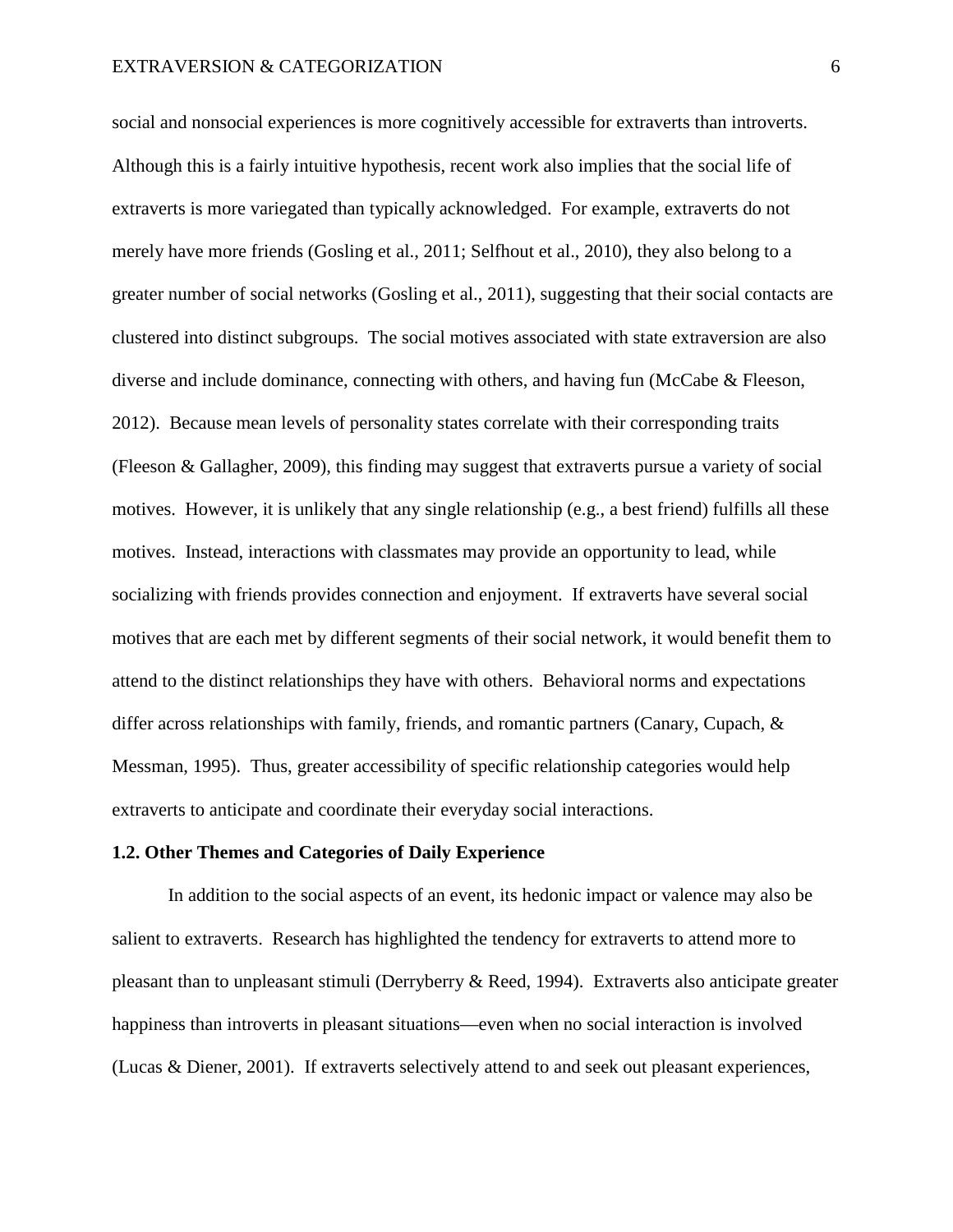social and nonsocial experiences is more cognitively accessible for extraverts than introverts. Although this is a fairly intuitive hypothesis, recent work also implies that the social life of extraverts is more variegated than typically acknowledged. For example, extraverts do not merely have more friends (Gosling et al., 2011; Selfhout et al., 2010), they also belong to a greater number of social networks (Gosling et al., 2011), suggesting that their social contacts are clustered into distinct subgroups. The social motives associated with state extraversion are also diverse and include dominance, connecting with others, and having fun (McCabe & Fleeson, 2012). Because mean levels of personality states correlate with their corresponding traits (Fleeson & Gallagher, 2009), this finding may suggest that extraverts pursue a variety of social motives. However, it is unlikely that any single relationship (e.g., a best friend) fulfills all these motives. Instead, interactions with classmates may provide an opportunity to lead, while socializing with friends provides connection and enjoyment. If extraverts have several social motives that are each met by different segments of their social network, it would benefit them to attend to the distinct relationships they have with others. Behavioral norms and expectations differ across relationships with family, friends, and romantic partners (Canary, Cupach, & Messman, 1995). Thus, greater accessibility of specific relationship categories would help extraverts to anticipate and coordinate their everyday social interactions.

### 1.2. Other Themes and Categories of Daily Experience

In addition to the social aspects of an event, its hedonic impact or valence may also be salient to extraverts. Research has highlighted the tendency for extraverts to attend more to pleasant than to unpleasant stimuli (Derryberry & Reed, 1994). Extraverts also anticipate greater happiness than introverts in pleasant situations—even when no social interaction is involved (Lucas & Diener, 2001). If extraverts selectively attend to and seek out pleasant experiences,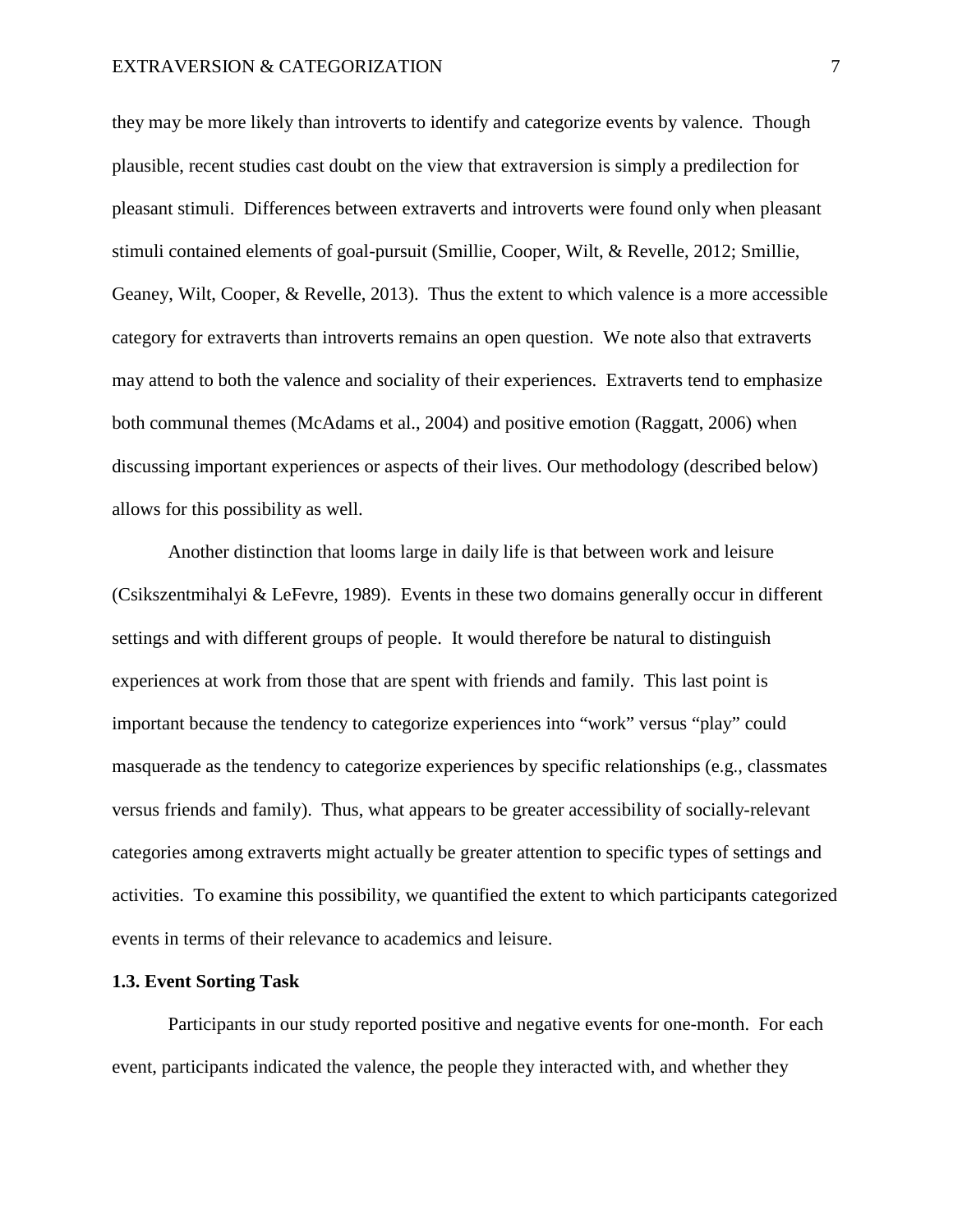they may be more likely than introverts to identify and categorize events by valence. Though plausible, recent studies cast doubt on the view that extraversion is simply a predilection for pleasant stimuli. Differences between extraverts and introverts were found only when pleasant stimuli contained elements of goal-pursuit (Smillie, Cooper, Wilt, & Revelle, 2012; Smillie, Geaney, Wilt, Cooper, & Revelle, 2013). Thus the extent to which valence is a more accessible category for extraverts than introverts remains an open question. We note also that extraverts may attend to both the valence and sociality of their experiences. Extraverts tend to emphasize both communal themes (McAdams et al., 2004) and positive emotion (Raggatt, 2006) when discussing important experiences or aspects of their lives. Our methodology (described below) allows for this possibility as well.

Another distinction that looms large in daily life is that between work and leisure (Csikszentmihalyi & LeFevre, 1989). Events in these two domains generally occur in different settings and with different groups of people. It would therefore be natural to distinguish experiences at work from those that are spent with friends and family. This last point is important because the tendency to categorize experiences into "work" versus "play" could masquerade as the tendency to categorize experiences by specific relationships (e.g., classmates versus friends and family). Thus, what appears to be greater accessibility of socially-relevant categories among extraverts might actually be greater attention to specific types of settings and activities. To examine this possibility, we quantified the extent to which participants categorized events in terms of their relevance to academics and leisure.

### 1.3. Event Sorting Task

Participants in our study reported positive and negative events for one-month. For each event, participants indicated the valence, the people they interacted with, and whether they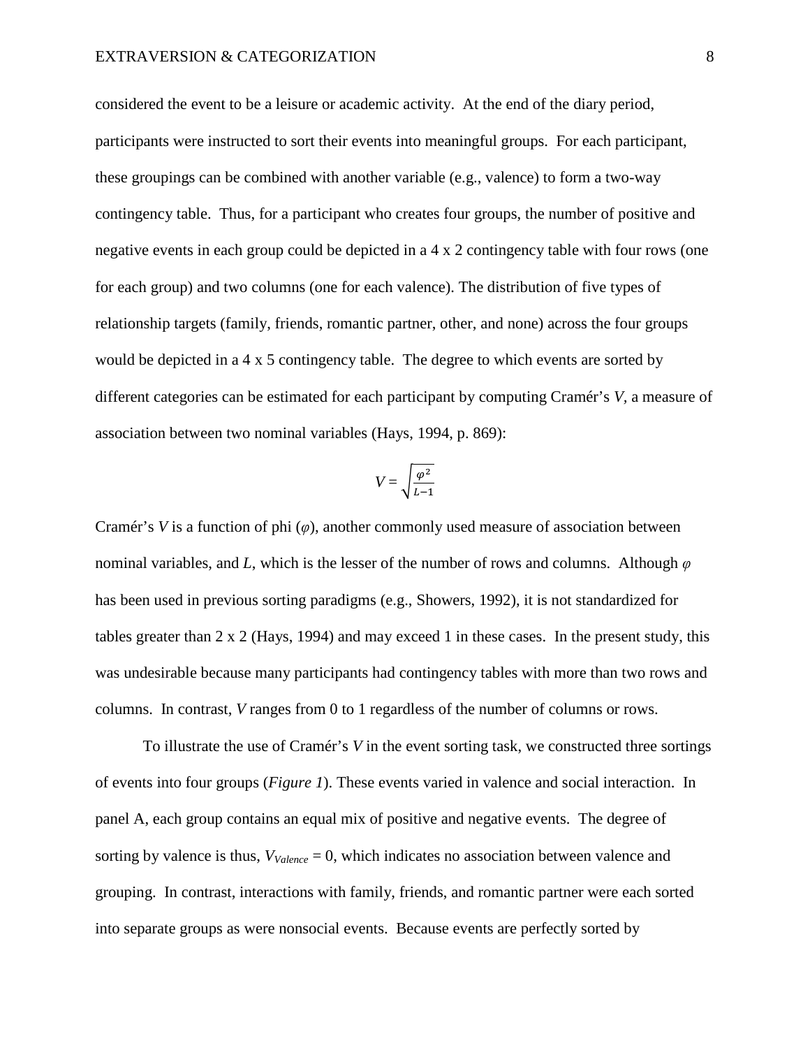considered the event to be a leisure or academic activity. At the end of the diary period, participants were instructed to sort their events into meaningful groups. For each participant, these groupings can be combined with another variable (e.g., valence) to form a two-way contingency table. Thus, for a participant who creates four groups, the number of positive and negative events in each group could be depicted in a 4 x 2 contingency table with four rows (one for each group) and two columns (one for each valence). The distribution of five types of relationship targets (family, friends, romantic partner, other, and none) across the four groups would be depicted in a 4 x 5 contingency table. The degree to which events are sorted by different categories can be estimated for each participant by computing Cramér's *V*, a measure of association between two nominal variables (Hays, 1994, p. 869):

$$V = \sqrt{\frac{\varphi^2}{L-1}}$$

Cramér's *V* is a function of phi ($\varphi$), another commonly used measure of association between nominal variables, and *L*, which is the lesser of the number of rows and columns. Although $\varphi$ has been used in previous sorting paradigms (e.g., Showers, 1992), it is not standardized for tables greater than 2 x 2 (Hays, 1994) and may exceed 1 in these cases. In the present study, this was undesirable because many participants had contingency tables with more than two rows and columns. In contrast, *V* ranges from 0 to 1 regardless of the number of columns or rows.

To illustrate the use of Cramér's *V* in the event sorting task, we constructed three sortings of events into four groups (*Figure 1*). These events varied in valence and social interaction. In panel A, each group contains an equal mix of positive and negative events. The degree of sorting by valence is thus, $V_{Valence} = 0$, which indicates no association between valence and grouping. In contrast, interactions with family, friends, and romantic partner were each sorted into separate groups as were nonsocial events. Because events are perfectly sorted by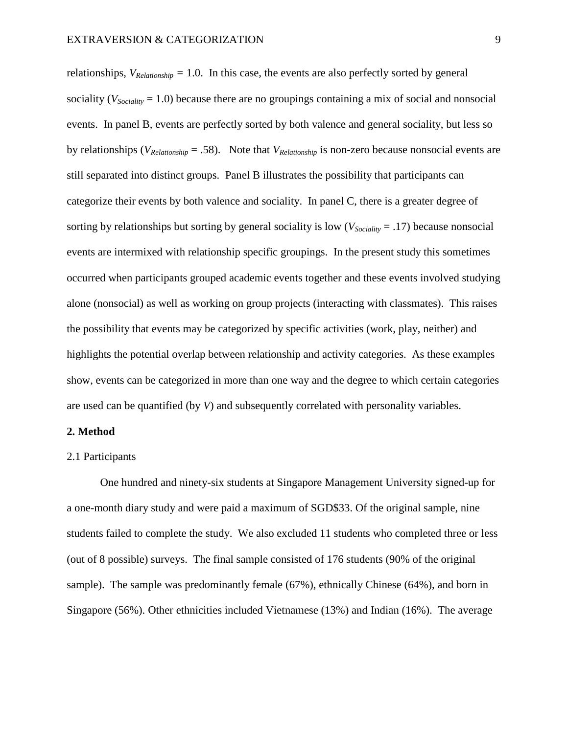relationships, $V_{Relationship} = 1.0$. In this case, the events are also perfectly sorted by general sociality ($V_{Sociality} = 1.0$) because there are no groupings containing a mix of social and nonsocial events. In panel B, events are perfectly sorted by both valence and general sociality, but less so by relationships ($V_{Relationship} = .58$). Note that $V_{Relationship}$ is non-zero because nonsocial events are still separated into distinct groups. Panel B illustrates the possibility that participants can categorize their events by both valence and sociality. In panel C, there is a greater degree of sorting by relationships but sorting by general sociality is low ($V_{Sociality} = .17$) because nonsocial events are intermixed with relationship specific groupings. In the present study this sometimes occurred when participants grouped academic events together and these events involved studying alone (nonsocial) as well as working on group projects (interacting with classmates). This raises the possibility that events may be categorized by specific activities (work, play, neither) and highlights the potential overlap between relationship and activity categories. As these examples show, events can be categorized in more than one way and the degree to which certain categories are used can be quantified (by $V$) and subsequently correlated with personality variables.

## 2. Method

### 2.1 Participants

One hundred and ninety-six students at Singapore Management University signed-up for a one-month diary study and were paid a maximum of SGD$33. Of the original sample, nine students failed to complete the study. We also excluded 11 students who completed three or less (out of 8 possible) surveys. The final sample consisted of 176 students (90% of the original sample). The sample was predominantly female (67%), ethnically Chinese (64%), and born in Singapore (56%). Other ethnicities included Vietnamese (13%) and Indian (16%). The average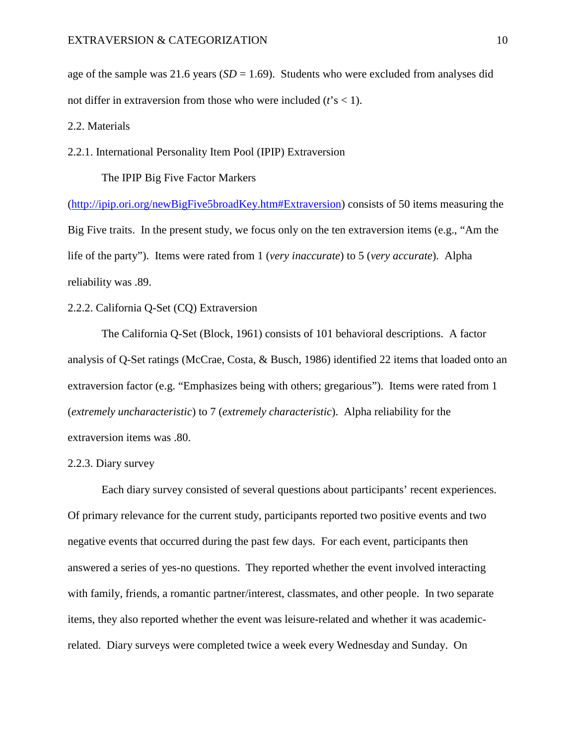age of the sample was 21.6 years (*SD* = 1.69). Students who were excluded from analyses did not differ in extraversion from those who were included (*t*'s < 1).

## 2.2. Materials

### 2.2.1. International Personality Item Pool (IPIP) Extraversion

The IPIP Big Five Factor Markers (http://ipip.ori.org/newBigFive5broadKey.htm#Extraversion) consists of 50 items measuring the Big Five traits. In the present study, we focus only on the ten extraversion items (e.g., "Am the life of the party"). Items were rated from 1 (*very inaccurate*) to 5 (*very accurate*). Alpha reliability was .89.

### 2.2.2. California Q-Set (CQ) Extraversion

The California Q-Set (Block, 1961) consists of 101 behavioral descriptions. A factor analysis of Q-Set ratings (McCrae, Costa, & Busch, 1986) identified 22 items that loaded onto an extraversion factor (e.g. "Emphasizes being with others; gregarious"). Items were rated from 1 (*extremely uncharacteristic*) to 7 (*extremely characteristic*). Alpha reliability for the extraversion items was .80.

### 2.2.3. Diary survey

Each diary survey consisted of several questions about participants' recent experiences. Of primary relevance for the current study, participants reported two positive events and two negative events that occurred during the past few days. For each event, participants then answered a series of yes-no questions. They reported whether the event involved interacting with family, friends, a romantic partner/interest, classmates, and other people. In two separate items, they also reported whether the event was leisure-related and whether it was academic-related. Diary surveys were completed twice a week every Wednesday and Sunday. On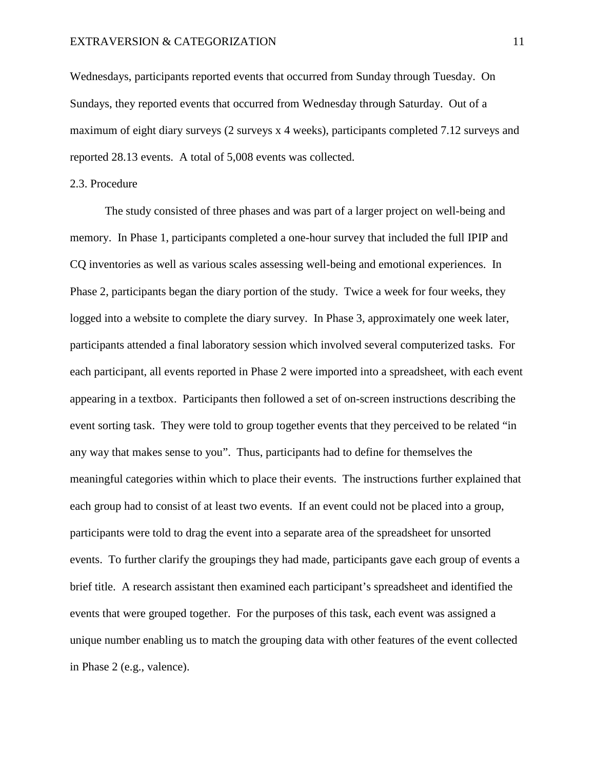Wednesdays, participants reported events that occurred from Sunday through Tuesday. On Sundays, they reported events that occurred from Wednesday through Saturday. Out of a maximum of eight diary surveys (2 surveys x 4 weeks), participants completed 7.12 surveys and reported 28.13 events. A total of 5,008 events was collected.

## 2.3. Procedure

The study consisted of three phases and was part of a larger project on well-being and memory. In Phase 1, participants completed a one-hour survey that included the full IPIP and CQ inventories as well as various scales assessing well-being and emotional experiences. In Phase 2, participants began the diary portion of the study. Twice a week for four weeks, they logged into a website to complete the diary survey. In Phase 3, approximately one week later, participants attended a final laboratory session which involved several computerized tasks. For each participant, all events reported in Phase 2 were imported into a spreadsheet, with each event appearing in a textbox. Participants then followed a set of on-screen instructions describing the event sorting task. They were told to group together events that they perceived to be related "in any way that makes sense to you". Thus, participants had to define for themselves the meaningful categories within which to place their events. The instructions further explained that each group had to consist of at least two events. If an event could not be placed into a group, participants were told to drag the event into a separate area of the spreadsheet for unsorted events. To further clarify the groupings they had made, participants gave each group of events a brief title. A research assistant then examined each participant's spreadsheet and identified the events that were grouped together. For the purposes of this task, each event was assigned a unique number enabling us to match the grouping data with other features of the event collected in Phase 2 (e.g., valence).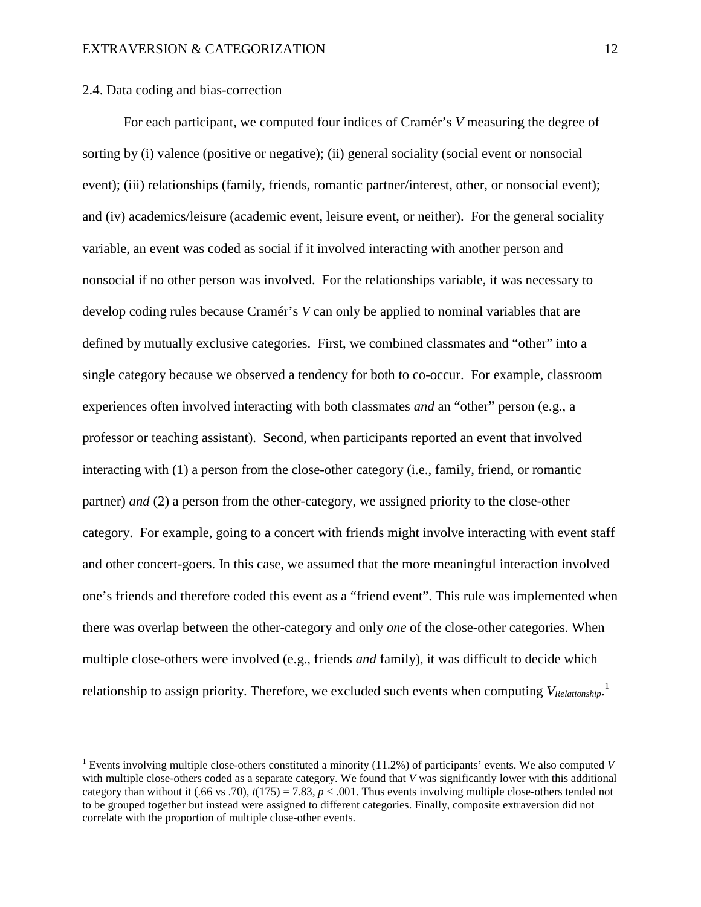## 2.4. Data coding and bias-correction

For each participant, we computed four indices of Cramér's *V* measuring the degree of sorting by (i) valence (positive or negative); (ii) general sociality (social event or nonsocial event); (iii) relationships (family, friends, romantic partner/interest, other, or nonsocial event); and (iv) academics/leisure (academic event, leisure event, or neither). For the general sociality variable, an event was coded as social if it involved interacting with another person and nonsocial if no other person was involved. For the relationships variable, it was necessary to develop coding rules because Cramér's *V* can only be applied to nominal variables that are defined by mutually exclusive categories. First, we combined classmates and "other" into a single category because we observed a tendency for both to co-occur. For example, classroom experiences often involved interacting with both classmates *and* an "other" person (e.g., a professor or teaching assistant). Second, when participants reported an event that involved interacting with (1) a person from the close-other category (i.e., family, friend, or romantic partner) *and* (2) a person from the other-category, we assigned priority to the close-other category. For example, going to a concert with friends might involve interacting with event staff and other concert-goers. In this case, we assumed that the more meaningful interaction involved one's friends and therefore coded this event as a "friend event". This rule was implemented when there was overlap between the other-category and only *one* of the close-other categories. When multiple close-others were involved (e.g., friends *and* family), it was difficult to decide which relationship to assign priority. Therefore, we excluded such events when computing $V_{Relationship}$.[1]

[1] Events involving multiple close-others constituted a minority (11.2%) of participants' events. We also computed *V* with multiple close-others coded as a separate category. We found that *V* was significantly lower with this additional category than without it (.66 vs .70), $t(175) = 7.83$, $p < .001$. Thus events involving multiple close-others tended not to be grouped together but instead were assigned to different categories. Finally, composite extraversion did not correlate with the proportion of multiple close-other events.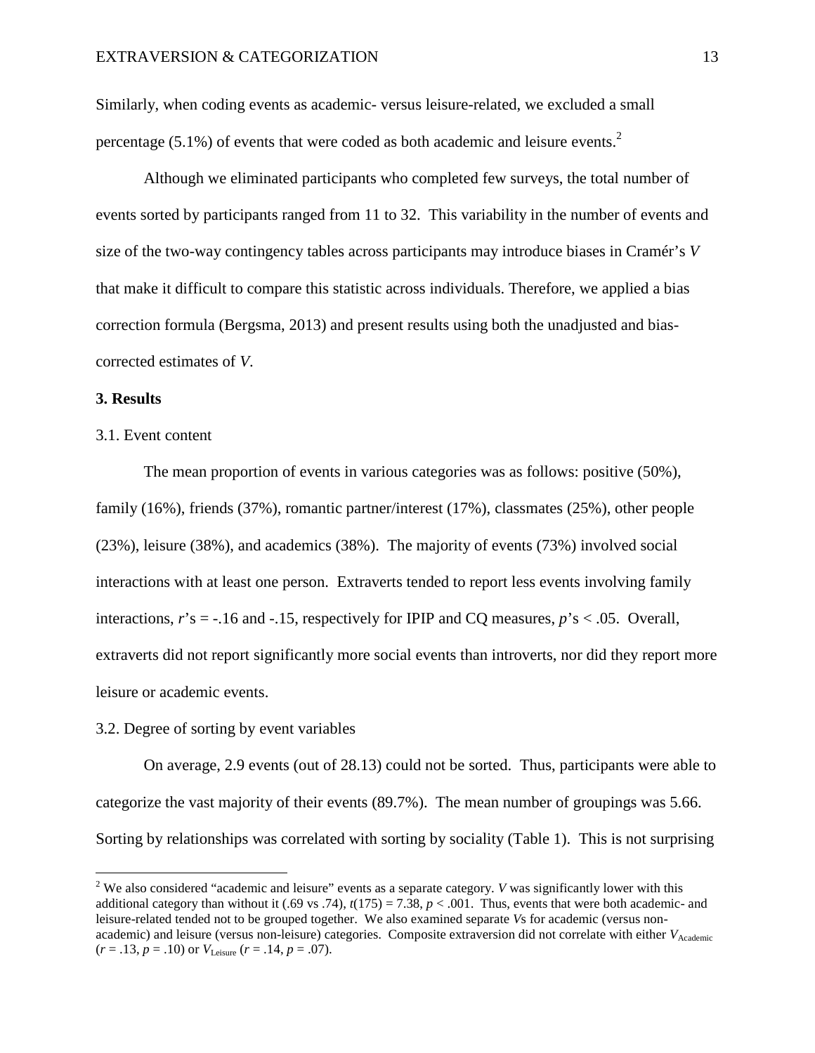Similarly, when coding events as academic- versus leisure-related, we excluded a small percentage (5.1%) of events that were coded as both academic and leisure events.[2]

Although we eliminated participants who completed few surveys, the total number of events sorted by participants ranged from 11 to 32. This variability in the number of events and size of the two-way contingency tables across participants may introduce biases in Cramér's *V* that make it difficult to compare this statistic across individuals. Therefore, we applied a bias correction formula (Bergsma, 2013) and present results using both the unadjusted and bias-corrected estimates of *V*.

## 3. Results

### 3.1. Event content

The mean proportion of events in various categories was as follows: positive (50%), family (16%), friends (37%), romantic partner/interest (17%), classmates (25%), other people (23%), leisure (38%), and academics (38%). The majority of events (73%) involved social interactions with at least one person. Extraverts tended to report less events involving family interactions, $r$'s = -.16 and -.15, respectively for IPIP and CQ measures, $p$'s < .05. Overall, extraverts did not report significantly more social events than introverts, nor did they report more leisure or academic events.

### 3.2. Degree of sorting by event variables

On average, 2.9 events (out of 28.13) could not be sorted. Thus, participants were able to categorize the vast majority of their events (89.7%). The mean number of groupings was 5.66. Sorting by relationships was correlated with sorting by sociality (Table 1). This is not surprising

---

[2] We also considered "academic and leisure" events as a separate category. *V* was significantly lower with this additional category than without it (.69 vs .74), $t(175) = 7.38$, $p < .001$. Thus, events that were both academic- and leisure-related tended not to be grouped together. We also examined separate *V*s for academic (versus non-academic) and leisure (versus non-leisure) categories. Composite extraversion did not correlate with either $V_{\text{Academic}}$ ($r = .13$, $p = .10$) or $V_{\text{Leisure}}$ ($r = .14$, $p = .07$).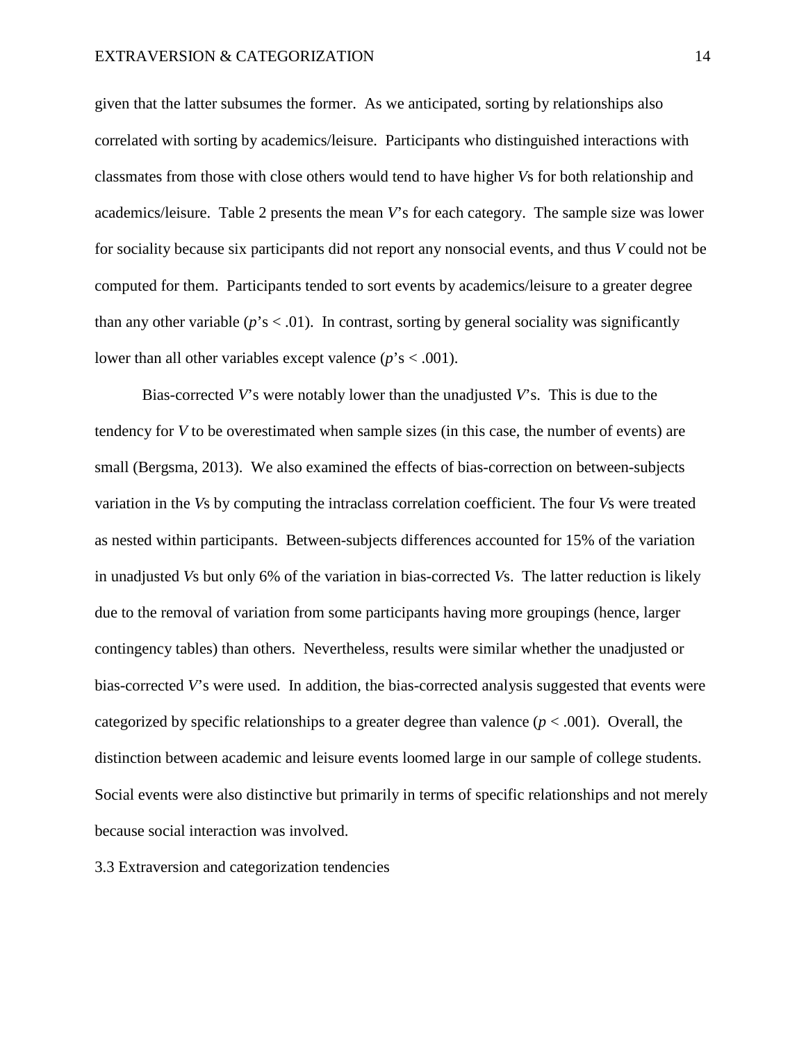given that the latter subsumes the former. As we anticipated, sorting by relationships also correlated with sorting by academics/leisure. Participants who distinguished interactions with classmates from those with close others would tend to have higher *V*s for both relationship and academics/leisure. Table 2 presents the mean *V*'s for each category. The sample size was lower for sociality because six participants did not report any nonsocial events, and thus *V* could not be computed for them. Participants tended to sort events by academics/leisure to a greater degree than any other variable ($p$'s $< .01$). In contrast, sorting by general sociality was significantly lower than all other variables except valence ($p$'s $< .001$).

Bias-corrected *V*'s were notably lower than the unadjusted *V*'s. This is due to the tendency for *V* to be overestimated when sample sizes (in this case, the number of events) are small (Bergsma, 2013). We also examined the effects of bias-correction on between-subjects variation in the *V*s by computing the intraclass correlation coefficient. The four *V*s were treated as nested within participants. Between-subjects differences accounted for 15% of the variation in unadjusted *V*s but only 6% of the variation in bias-corrected *V*s. The latter reduction is likely due to the removal of variation from some participants having more groupings (hence, larger contingency tables) than others. Nevertheless, results were similar whether the unadjusted or bias-corrected *V*'s were used. In addition, the bias-corrected analysis suggested that events were categorized by specific relationships to a greater degree than valence ($p < .001$). Overall, the distinction between academic and leisure events loomed large in our sample of college students. Social events were also distinctive but primarily in terms of specific relationships and not merely because social interaction was involved.

### 3.3 Extraversion and categorization tendencies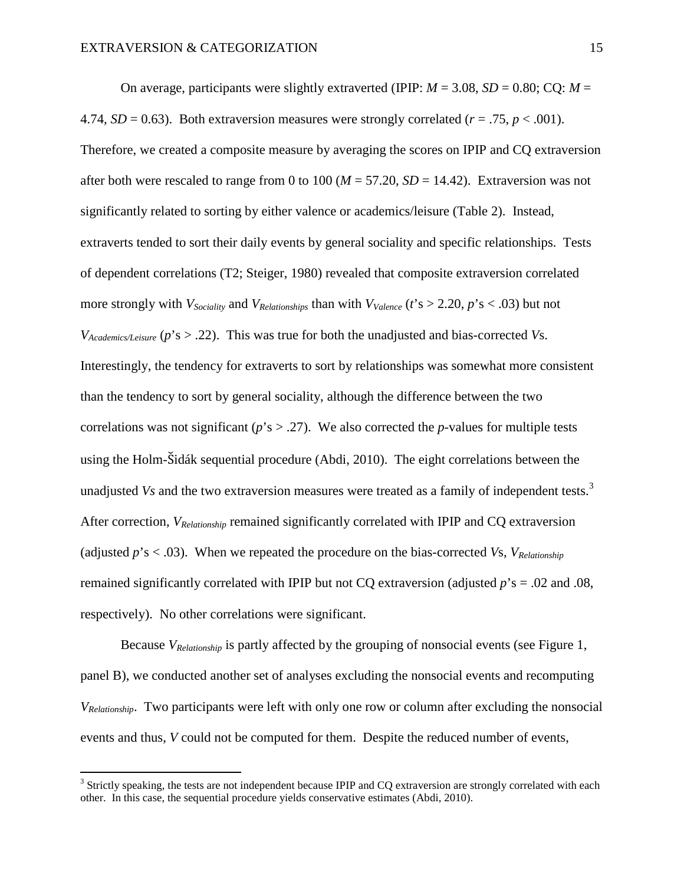On average, participants were slightly extraverted (IPIP: $M = 3.08$, $SD = 0.80$; CQ: $M = 4.74$, $SD = 0.63$). Both extraversion measures were strongly correlated ($r = .75$, $p < .001$). Therefore, we created a composite measure by averaging the scores on IPIP and CQ extraversion after both were rescaled to range from 0 to 100 ($M = 57.20$, $SD = 14.42$). Extraversion was not significantly related to sorting by either valence or academics/leisure (Table 2). Instead, extraverts tended to sort their daily events by general sociality and specific relationships. Tests of dependent correlations (T2; Steiger, 1980) revealed that composite extraversion correlated more strongly with $V_{Sociality}$ and $V_{Relationships}$ than with $V_{Valence}$ ($t$'s > 2.20, $p$'s < .03) but not $V_{Academics/Leisure}$ ($p$'s > .22). This was true for both the unadjusted and bias-corrected $V$s. Interestingly, the tendency for extraverts to sort by relationships was somewhat more consistent than the tendency to sort by general sociality, although the difference between the two correlations was not significant ($p$'s > .27). We also corrected the $p$-values for multiple tests using the Holm-Šidák sequential procedure (Abdi, 2010). The eight correlations between the unadjusted $Vs$ and the two extraversion measures were treated as a family of independent tests.[3] After correction, $V_{Relationship}$ remained significantly correlated with IPIP and CQ extraversion (adjusted $p$'s < .03). When we repeated the procedure on the bias-corrected $V$s, $V_{Relationship}$ remained significantly correlated with IPIP but not CQ extraversion (adjusted $p$'s = .02 and .08, respectively). No other correlations were significant.

Because $V_{Relationship}$ is partly affected by the grouping of nonsocial events (see Figure 1, panel B), we conducted another set of analyses excluding the nonsocial events and recomputing $V_{Relationship}$. Two participants were left with only one row or column after excluding the nonsocial events and thus, $V$ could not be computed for them. Despite the reduced number of events,

[3] Strictly speaking, the tests are not independent because IPIP and CQ extraversion are strongly correlated with each other. In this case, the sequential procedure yields conservative estimates (Abdi, 2010).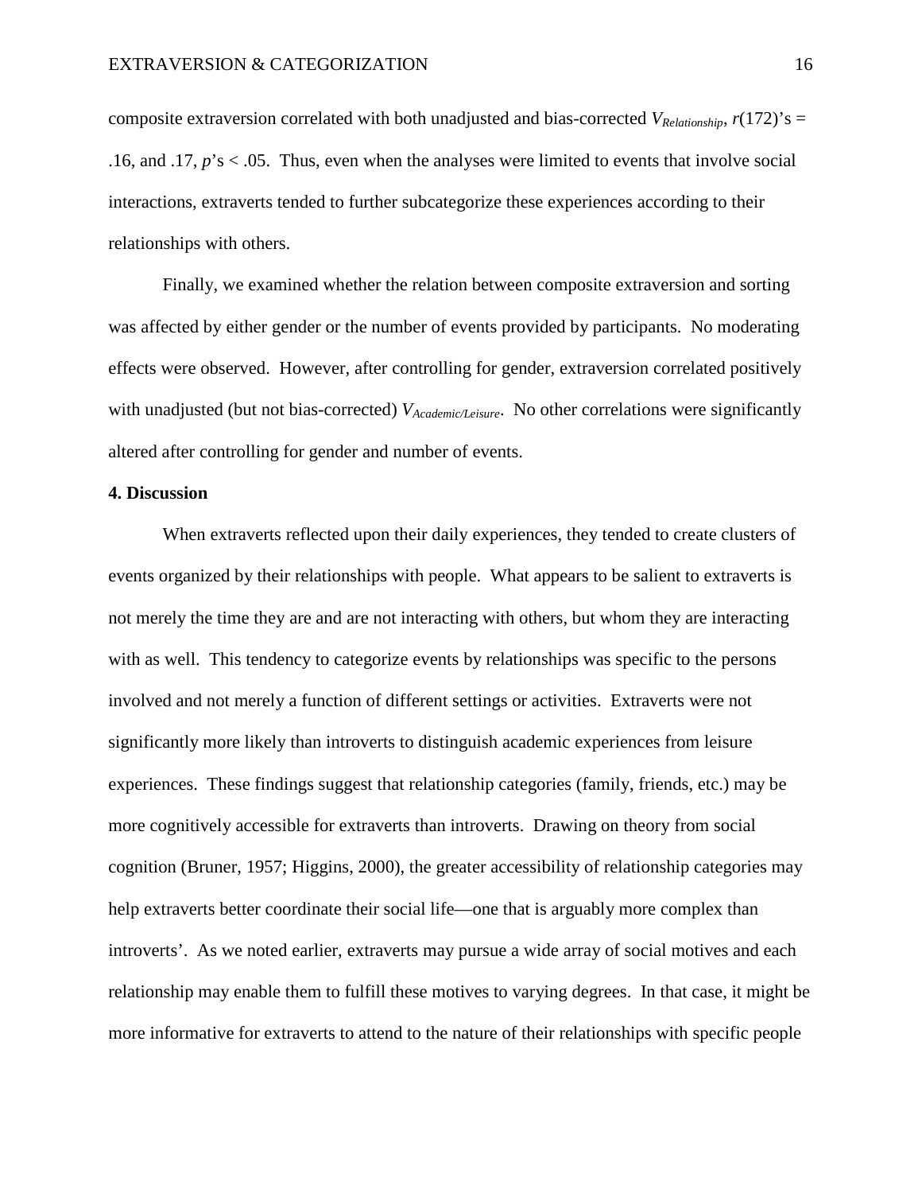composite extraversion correlated with both unadjusted and bias-corrected $V_{Relationship}$, $r(172)$'s = .16, and .17, $p$'s < .05. Thus, even when the analyses were limited to events that involve social interactions, extraverts tended to further subcategorize these experiences according to their relationships with others.

Finally, we examined whether the relation between composite extraversion and sorting was affected by either gender or the number of events provided by participants. No moderating effects were observed. However, after controlling for gender, extraversion correlated positively with unadjusted (but not bias-corrected) $V_{Academic/Leisure}$. No other correlations were significantly altered after controlling for gender and number of events.

## 4. Discussion

When extraverts reflected upon their daily experiences, they tended to create clusters of events organized by their relationships with people. What appears to be salient to extraverts is not merely the time they are and are not interacting with others, but whom they are interacting with as well. This tendency to categorize events by relationships was specific to the persons involved and not merely a function of different settings or activities. Extraverts were not significantly more likely than introverts to distinguish academic experiences from leisure experiences. These findings suggest that relationship categories (family, friends, etc.) may be more cognitively accessible for extraverts than introverts. Drawing on theory from social cognition (Bruner, 1957; Higgins, 2000), the greater accessibility of relationship categories may help extraverts better coordinate their social life—one that is arguably more complex than introverts'. As we noted earlier, extraverts may pursue a wide array of social motives and each relationship may enable them to fulfill these motives to varying degrees. In that case, it might be more informative for extraverts to attend to the nature of their relationships with specific people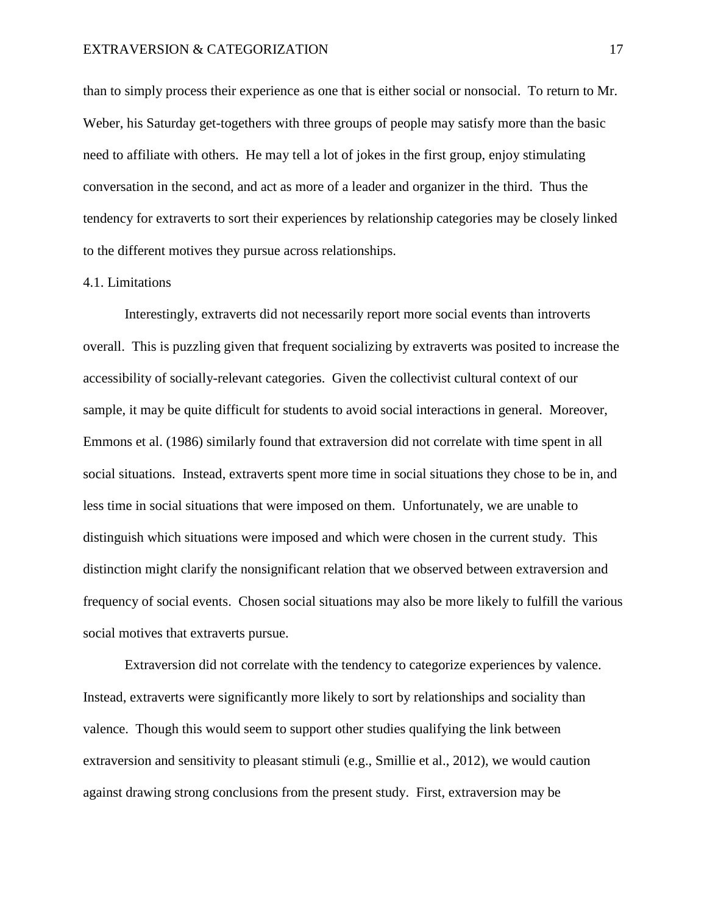than to simply process their experience as one that is either social or nonsocial. To return to Mr. Weber, his Saturday get-togethers with three groups of people may satisfy more than the basic need to affiliate with others. He may tell a lot of jokes in the first group, enjoy stimulating conversation in the second, and act as more of a leader and organizer in the third. Thus the tendency for extraverts to sort their experiences by relationship categories may be closely linked to the different motives they pursue across relationships.

### 4.1. Limitations

Interestingly, extraverts did not necessarily report more social events than introverts overall. This is puzzling given that frequent socializing by extraverts was posited to increase the accessibility of socially-relevant categories. Given the collectivist cultural context of our sample, it may be quite difficult for students to avoid social interactions in general. Moreover, Emmons et al. (1986) similarly found that extraversion did not correlate with time spent in all social situations. Instead, extraverts spent more time in social situations they chose to be in, and less time in social situations that were imposed on them. Unfortunately, we are unable to distinguish which situations were imposed and which were chosen in the current study. This distinction might clarify the nonsignificant relation that we observed between extraversion and frequency of social events. Chosen social situations may also be more likely to fulfill the various social motives that extraverts pursue.

Extraversion did not correlate with the tendency to categorize experiences by valence. Instead, extraverts were significantly more likely to sort by relationships and sociality than valence. Though this would seem to support other studies qualifying the link between extraversion and sensitivity to pleasant stimuli (e.g., Smillie et al., 2012), we would caution against drawing strong conclusions from the present study. First, extraversion may be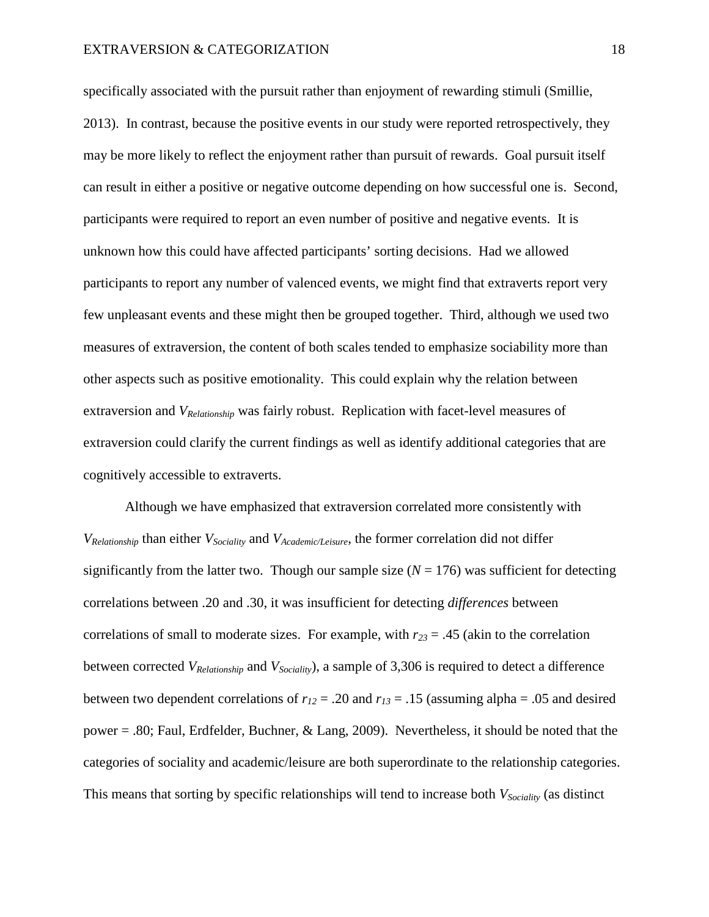specifically associated with the pursuit rather than enjoyment of rewarding stimuli (Smillie, 2013). In contrast, because the positive events in our study were reported retrospectively, they may be more likely to reflect the enjoyment rather than pursuit of rewards. Goal pursuit itself can result in either a positive or negative outcome depending on how successful one is. Second, participants were required to report an even number of positive and negative events. It is unknown how this could have affected participants' sorting decisions. Had we allowed participants to report any number of valenced events, we might find that extraverts report very few unpleasant events and these might then be grouped together. Third, although we used two measures of extraversion, the content of both scales tended to emphasize sociability more than other aspects such as positive emotionality. This could explain why the relation between extraversion and $V_{Relationship}$ was fairly robust. Replication with facet-level measures of extraversion could clarify the current findings as well as identify additional categories that are cognitively accessible to extraverts.

Although we have emphasized that extraversion correlated more consistently with $V_{Relationship}$ than either $V_{Sociality}$ and $V_{Academic/Leisure}$, the former correlation did not differ significantly from the latter two. Though our sample size ($N$ = 176) was sufficient for detecting correlations between .20 and .30, it was insufficient for detecting *differences* between correlations of small to moderate sizes. For example, with $r_{23}$ = .45 (akin to the correlation between corrected $V_{Relationship}$ and $V_{Sociality}$), a sample of 3,306 is required to detect a difference between two dependent correlations of $r_{12}$ = .20 and $r_{13}$ = .15 (assuming alpha = .05 and desired power = .80; Faul, Erdfelder, Buchner, & Lang, 2009). Nevertheless, it should be noted that the categories of sociality and academic/leisure are both superordinate to the relationship categories. This means that sorting by specific relationships will tend to increase both $V_{Sociality}$ (as distinct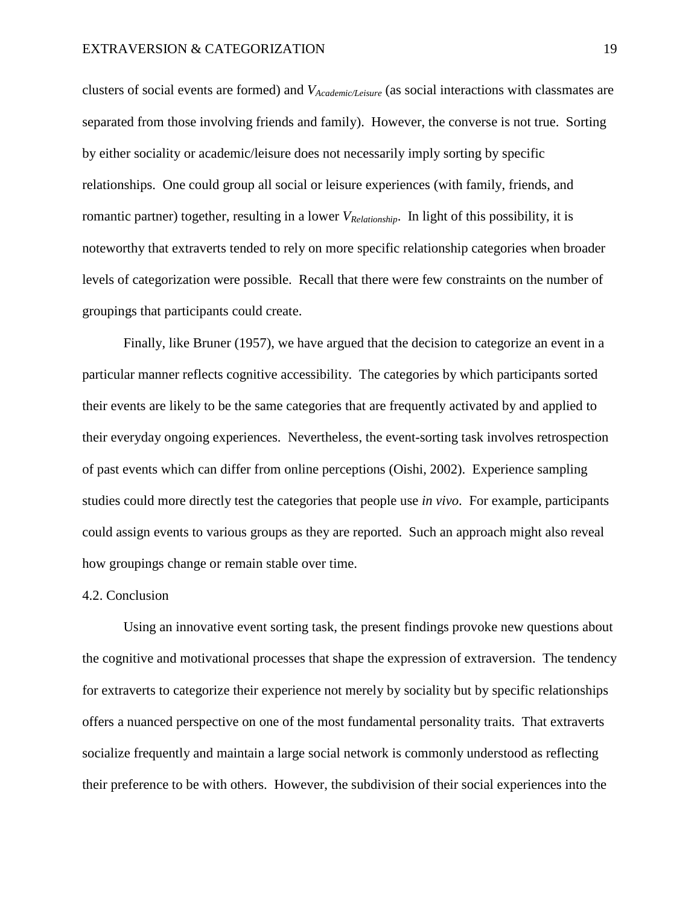clusters of social events are formed) and $V_{Academic/Leisure}$ (as social interactions with classmates are separated from those involving friends and family). However, the converse is not true. Sorting by either sociality or academic/leisure does not necessarily imply sorting by specific relationships. One could group all social or leisure experiences (with family, friends, and romantic partner) together, resulting in a lower $V_{Relationship}$. In light of this possibility, it is noteworthy that extraverts tended to rely on more specific relationship categories when broader levels of categorization were possible. Recall that there were few constraints on the number of groupings that participants could create.

Finally, like Bruner (1957), we have argued that the decision to categorize an event in a particular manner reflects cognitive accessibility. The categories by which participants sorted their events are likely to be the same categories that are frequently activated by and applied to their everyday ongoing experiences. Nevertheless, the event-sorting task involves retrospection of past events which can differ from online perceptions (Oishi, 2002). Experience sampling studies could more directly test the categories that people use *in vivo*. For example, participants could assign events to various groups as they are reported. Such an approach might also reveal how groupings change or remain stable over time.

### 4.2. Conclusion

Using an innovative event sorting task, the present findings provoke new questions about the cognitive and motivational processes that shape the expression of extraversion. The tendency for extraverts to categorize their experience not merely by sociality but by specific relationships offers a nuanced perspective on one of the most fundamental personality traits. That extraverts socialize frequently and maintain a large social network is commonly understood as reflecting their preference to be with others. However, the subdivision of their social experiences into the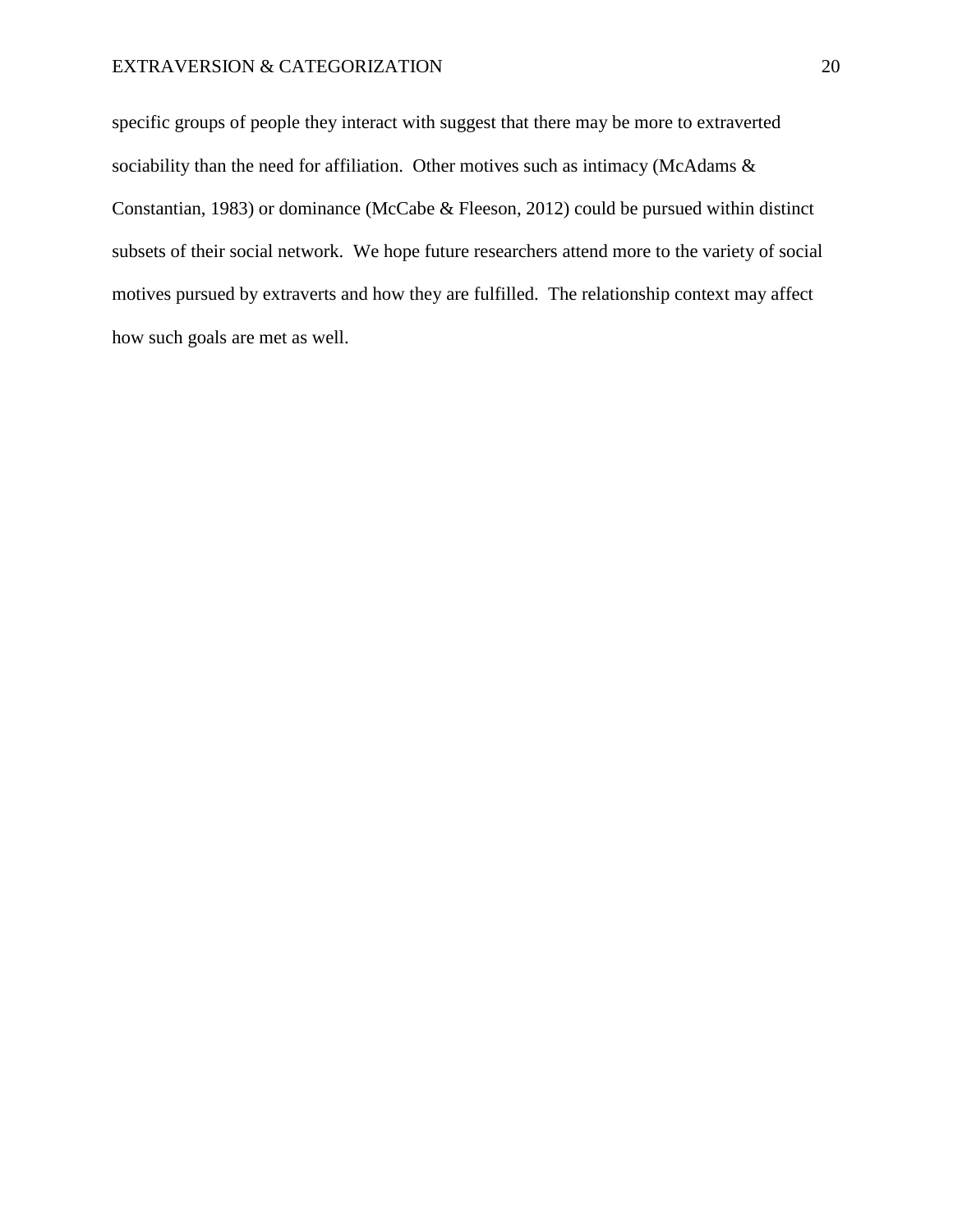specific groups of people they interact with suggest that there may be more to extraverted sociability than the need for affiliation. Other motives such as intimacy (McAdams & Constantian, 1983) or dominance (McCabe & Fleeson, 2012) could be pursued within distinct subsets of their social network. We hope future researchers attend more to the variety of social motives pursued by extraverts and how they are fulfilled. The relationship context may affect how such goals are met as well.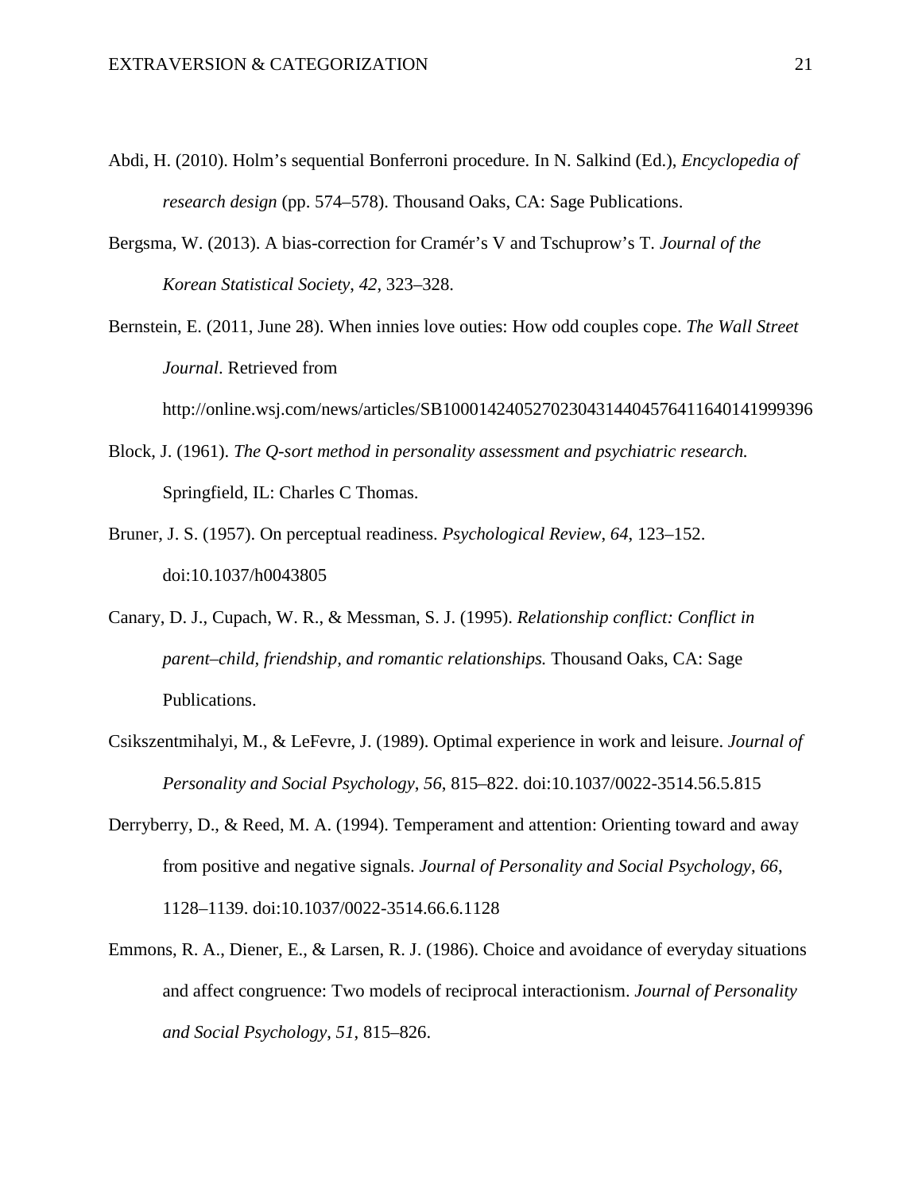Abdi, H. (2010). Holm's sequential Bonferroni procedure. In N. Salkind (Ed.), *Encyclopedia of research design* (pp. 574–578). Thousand Oaks, CA: Sage Publications.

Bergsma, W. (2013). A bias-correction for Cramér's V and Tschuprow's T. *Journal of the Korean Statistical Society*, *42*, 323–328.

Bernstein, E. (2011, June 28). When innies love outies: How odd couples cope. *The Wall Street Journal*. Retrieved from http://online.wsj.com/news/articles/SB10001424052702304314404576411640141999396

Block, J. (1961). *The Q-sort method in personality assessment and psychiatric research.* Springfield, IL: Charles C Thomas.

Bruner, J. S. (1957). On perceptual readiness. *Psychological Review*, *64*, 123–152. doi:10.1037/h0043805

Canary, D. J., Cupach, W. R., & Messman, S. J. (1995). *Relationship conflict: Conflict in parent–child, friendship, and romantic relationships.* Thousand Oaks, CA: Sage Publications.

Csikszentmihalyi, M., & LeFevre, J. (1989). Optimal experience in work and leisure. *Journal of Personality and Social Psychology*, *56*, 815–822. doi:10.1037/0022-3514.56.5.815

Derryberry, D., & Reed, M. A. (1994). Temperament and attention: Orienting toward and away from positive and negative signals. *Journal of Personality and Social Psychology*, *66*, 1128–1139. doi:10.1037/0022-3514.66.6.1128

Emmons, R. A., Diener, E., & Larsen, R. J. (1986). Choice and avoidance of everyday situations and affect congruence: Two models of reciprocal interactionism. *Journal of Personality and Social Psychology*, *51*, 815–826.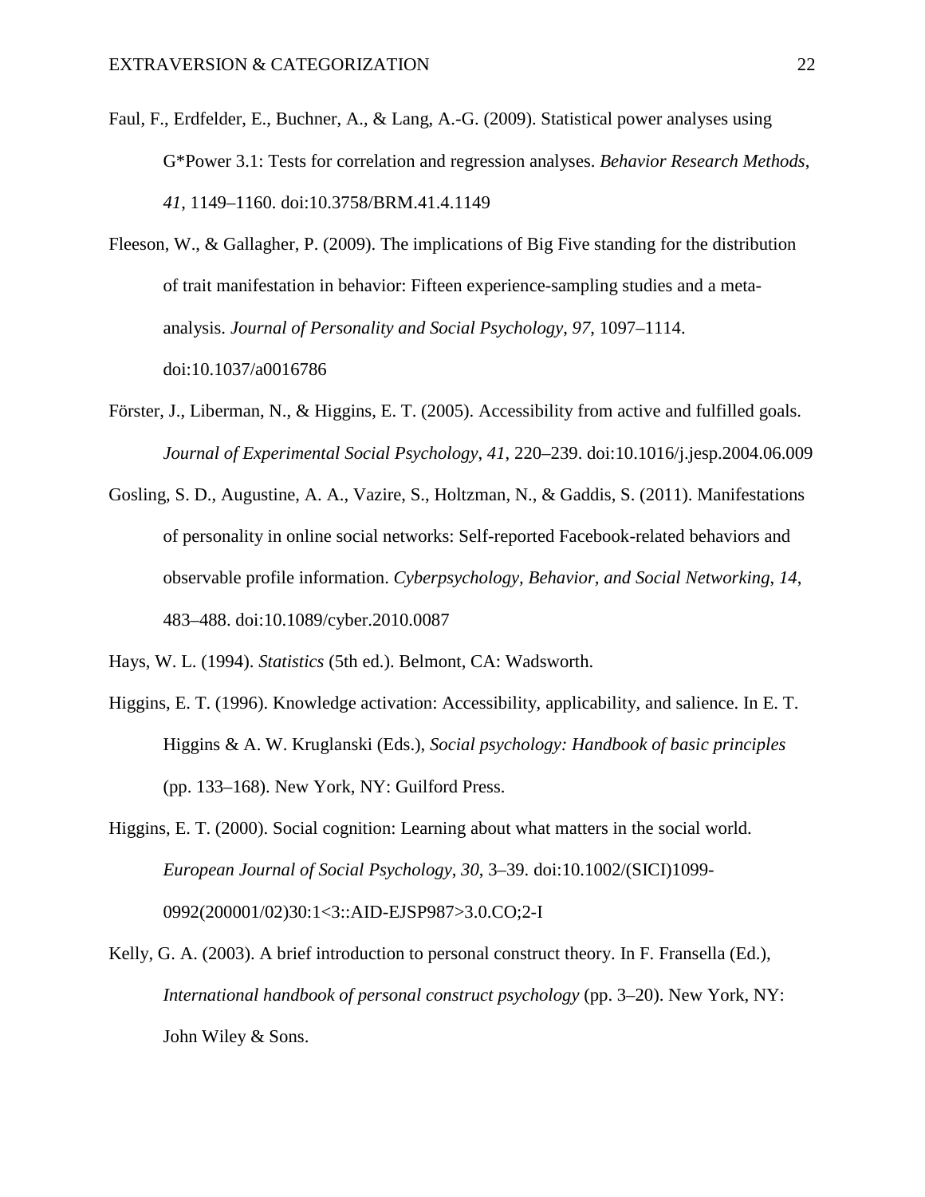Faul, F., Erdfelder, E., Buchner, A., & Lang, A.-G. (2009). Statistical power analyses using G*Power 3.1: Tests for correlation and regression analyses. *Behavior Research Methods*, *41*, 1149–1160. doi:10.3758/BRM.41.4.1149

Fleeson, W., & Gallagher, P. (2009). The implications of Big Five standing for the distribution of trait manifestation in behavior: Fifteen experience-sampling studies and a meta-analysis. *Journal of Personality and Social Psychology*, *97*, 1097–1114. doi:10.1037/a0016786

Förster, J., Liberman, N., & Higgins, E. T. (2005). Accessibility from active and fulfilled goals. *Journal of Experimental Social Psychology*, *41*, 220–239. doi:10.1016/j.jesp.2004.06.009

Gosling, S. D., Augustine, A. A., Vazire, S., Holtzman, N., & Gaddis, S. (2011). Manifestations of personality in online social networks: Self-reported Facebook-related behaviors and observable profile information. *Cyberpsychology, Behavior, and Social Networking*, *14*, 483–488. doi:10.1089/cyber.2010.0087

Hays, W. L. (1994). *Statistics* (5th ed.). Belmont, CA: Wadsworth.

Higgins, E. T. (1996). Knowledge activation: Accessibility, applicability, and salience. In E. T. Higgins & A. W. Kruglanski (Eds.), *Social psychology: Handbook of basic principles* (pp. 133–168). New York, NY: Guilford Press.

Higgins, E. T. (2000). Social cognition: Learning about what matters in the social world. *European Journal of Social Psychology*, *30*, 3–39. doi:10.1002/(SICI)1099-0992(200001/02)30:1<3::AID-EJSP987>3.0.CO;2-I

Kelly, G. A. (2003). A brief introduction to personal construct theory. In F. Fransella (Ed.), *International handbook of personal construct psychology* (pp. 3–20). New York, NY: John Wiley & Sons.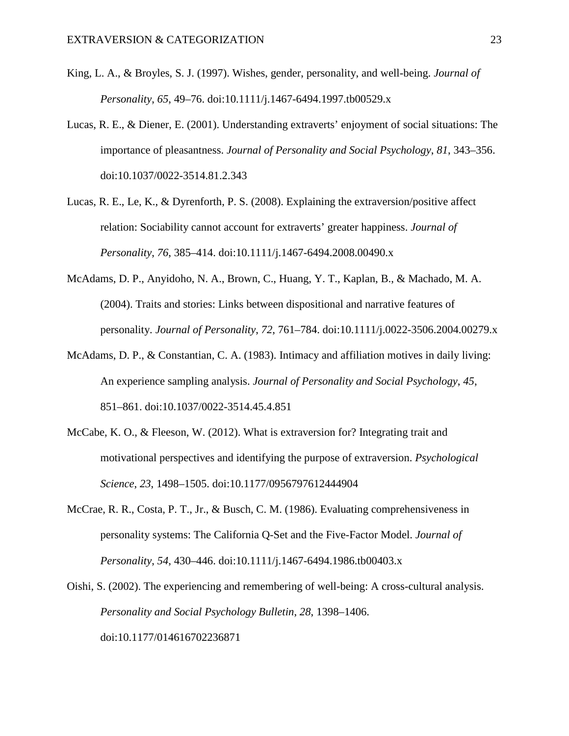King, L. A., & Broyles, S. J. (1997). Wishes, gender, personality, and well-being. *Journal of Personality*, *65*, 49–76. doi:10.1111/j.1467-6494.1997.tb00529.x

Lucas, R. E., & Diener, E. (2001). Understanding extraverts' enjoyment of social situations: The importance of pleasantness. *Journal of Personality and Social Psychology*, *81*, 343–356. doi:10.1037/0022-3514.81.2.343

Lucas, R. E., Le, K., & Dyrenforth, P. S. (2008). Explaining the extraversion/positive affect relation: Sociability cannot account for extraverts' greater happiness. *Journal of Personality*, *76*, 385–414. doi:10.1111/j.1467-6494.2008.00490.x

McAdams, D. P., Anyidoho, N. A., Brown, C., Huang, Y. T., Kaplan, B., & Machado, M. A. (2004). Traits and stories: Links between dispositional and narrative features of personality. *Journal of Personality*, *72*, 761–784. doi:10.1111/j.0022-3506.2004.00279.x

McAdams, D. P., & Constantian, C. A. (1983). Intimacy and affiliation motives in daily living: An experience sampling analysis. *Journal of Personality and Social Psychology*, *45*, 851–861. doi:10.1037/0022-3514.45.4.851

McCabe, K. O., & Fleeson, W. (2012). What is extraversion for? Integrating trait and motivational perspectives and identifying the purpose of extraversion. *Psychological Science*, *23*, 1498–1505. doi:10.1177/0956797612444904

McCrae, R. R., Costa, P. T., Jr., & Busch, C. M. (1986). Evaluating comprehensiveness in personality systems: The California Q-Set and the Five-Factor Model. *Journal of Personality*, *54*, 430–446. doi:10.1111/j.1467-6494.1986.tb00403.x

Oishi, S. (2002). The experiencing and remembering of well-being: A cross-cultural analysis. *Personality and Social Psychology Bulletin*, *28*, 1398–1406. doi:10.1177/014616702236871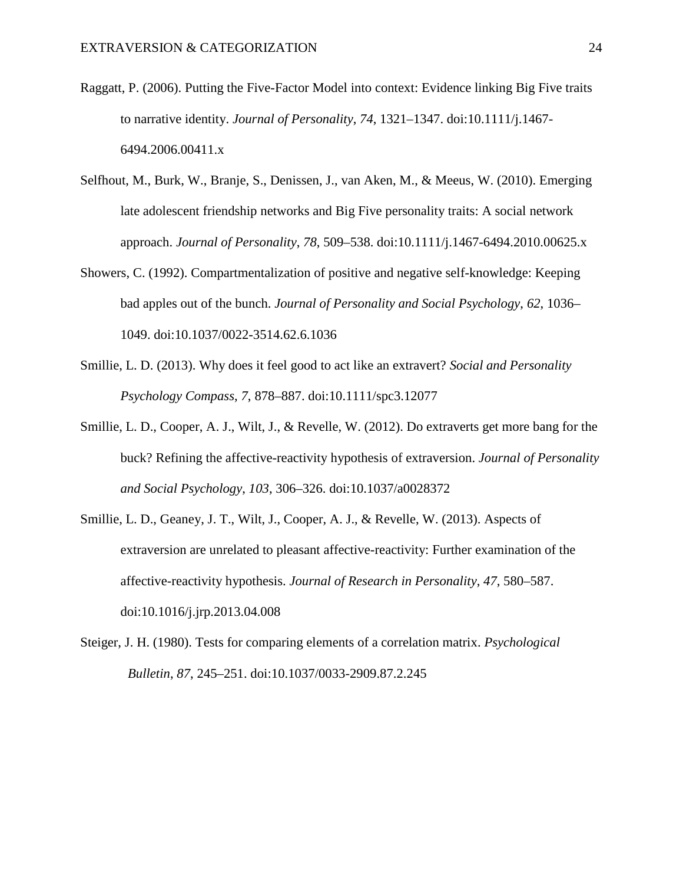Raggatt, P. (2006). Putting the Five-Factor Model into context: Evidence linking Big Five traits to narrative identity. *Journal of Personality*, *74*, 1321–1347. doi:10.1111/j.1467-6494.2006.00411.x

Selfhout, M., Burk, W., Branje, S., Denissen, J., van Aken, M., & Meeus, W. (2010). Emerging late adolescent friendship networks and Big Five personality traits: A social network approach. *Journal of Personality*, *78*, 509–538. doi:10.1111/j.1467-6494.2010.00625.x

Showers, C. (1992). Compartmentalization of positive and negative self-knowledge: Keeping bad apples out of the bunch. *Journal of Personality and Social Psychology*, *62*, 1036–1049. doi:10.1037/0022-3514.62.6.1036

Smillie, L. D. (2013). Why does it feel good to act like an extravert? *Social and Personality Psychology Compass*, *7*, 878–887. doi:10.1111/spc3.12077

Smillie, L. D., Cooper, A. J., Wilt, J., & Revelle, W. (2012). Do extraverts get more bang for the buck? Refining the affective-reactivity hypothesis of extraversion. *Journal of Personality and Social Psychology*, *103*, 306–326. doi:10.1037/a0028372

Smillie, L. D., Geaney, J. T., Wilt, J., Cooper, A. J., & Revelle, W. (2013). Aspects of extraversion are unrelated to pleasant affective-reactivity: Further examination of the affective-reactivity hypothesis. *Journal of Research in Personality*, *47*, 580–587. doi:10.1016/j.jrp.2013.04.008

Steiger, J. H. (1980). Tests for comparing elements of a correlation matrix. *Psychological Bulletin*, *87*, 245–251. doi:10.1037/0033-2909.87.2.245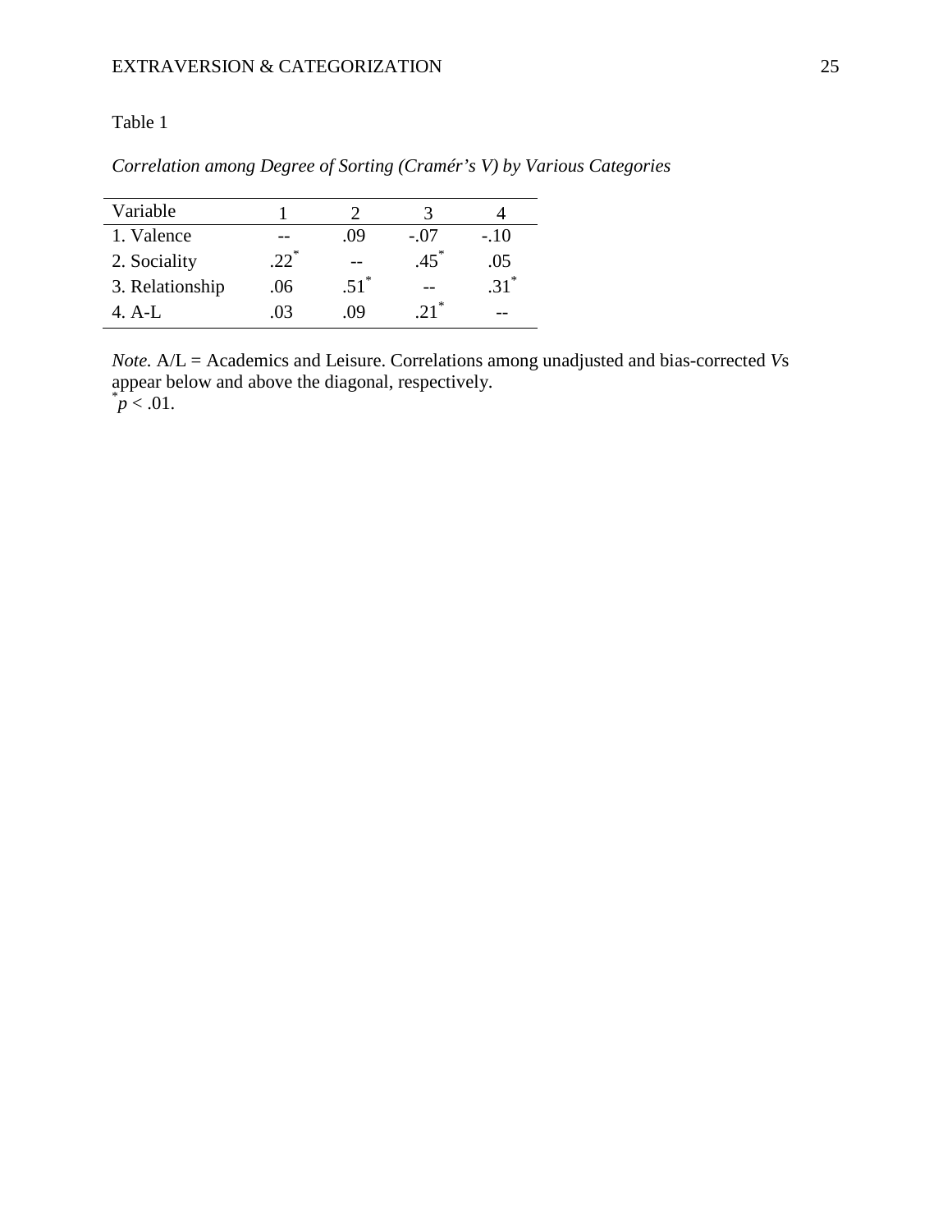Table 1

*Correlation among Degree of Sorting (Cramér's V) by Various Categories*

| Variable | 1 | 2 | 3 | 4 |
|---|---|---|---|---|
| 1. Valence | -- | .09 | -.07 | -.10 |
| 2. Sociality | .22* | -- | .45* | .05 |
| 3. Relationship | .06 | .51* | -- | .31* |
| 4. A-L | .03 | .09 | .21* | -- |

*Note.* A/L = Academics and Leisure. Correlations among unadjusted and bias-corrected *V*s appear below and above the diagonal, respectively.
*$p < .01$.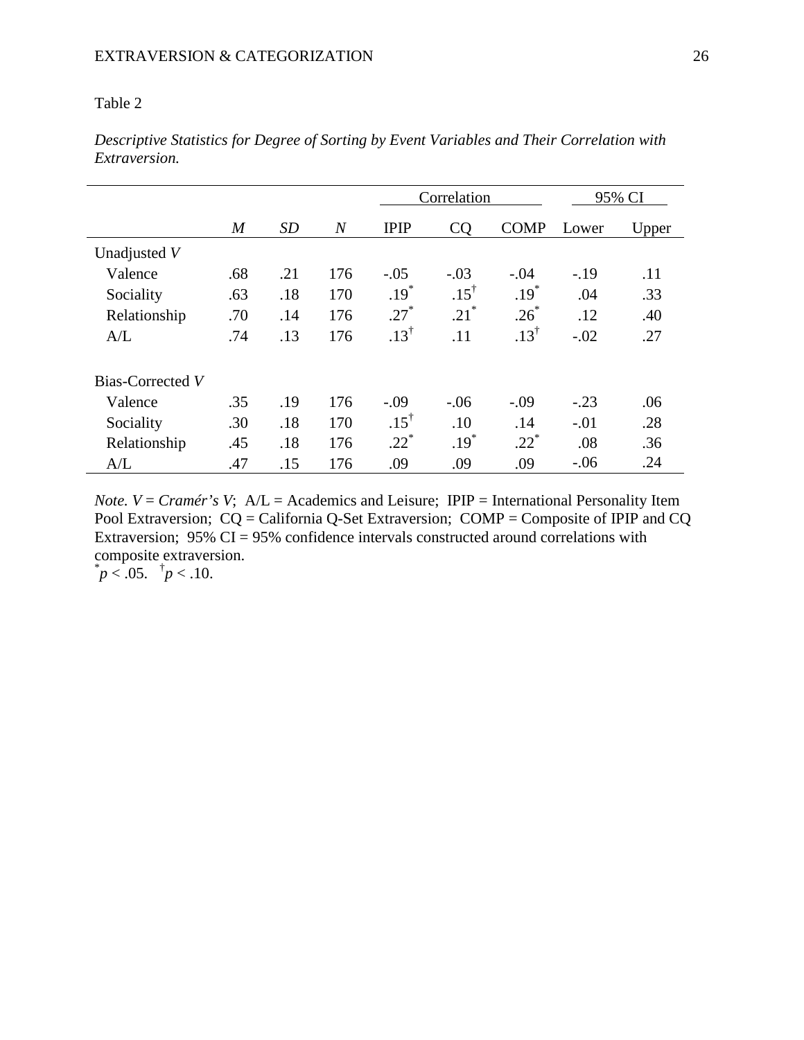Table 2

*Descriptive Statistics for Degree of Sorting by Event Variables and Their Correlation with Extraversion.*

| | | | | Correlation | | | 95% CI | |
|---|---|---|---|---|---|---|---|---|
| | *M* | *SD* | *N* | IPIP | CQ | COMP | Lower | Upper |
| Unadjusted *V* | | | | | | | | |
| Valence | .68 | .21 | 176 | -.05 | -.03 | -.04 | -.19 | .11 |
| Sociality | .63 | .18 | 170 | $.19^{*}$ | $.15^{\dagger}$ | $.19^{*}$ | .04 | .33 |
| Relationship | .70 | .14 | 176 | $.27^{*}$ | $.21^{*}$ | $.26^{*}$ | .12 | .40 |
| A/L | .74 | .13 | 176 | $.13^{\dagger}$ | .11 | $.13^{\dagger}$ | -.02 | .27 |
| Bias-Corrected *V* | | | | | | | | |
| Valence | .35 | .19 | 176 | -.09 | -.06 | -.09 | -.23 | .06 |
| Sociality | .30 | .18 | 170 | $.15^{\dagger}$ | .10 | .14 | -.01 | .28 |
| Relationship | .45 | .18 | 176 | $.22^{*}$ | $.19^{*}$ | $.22^{*}$ | .08 | .36 |
| A/L | .47 | .15 | 176 | .09 | .09 | .09 | -.06 | .24 |

*Note. V* = *Cramér's V*; A/L = Academics and Leisure; IPIP = International Personality Item Pool Extraversion; CQ = California Q-Set Extraversion; COMP = Composite of IPIP and CQ Extraversion; 95% CI = 95% confidence intervals constructed around correlations with composite extraversion.

$^{*}p < .05$. $^{\dagger}p < .10$.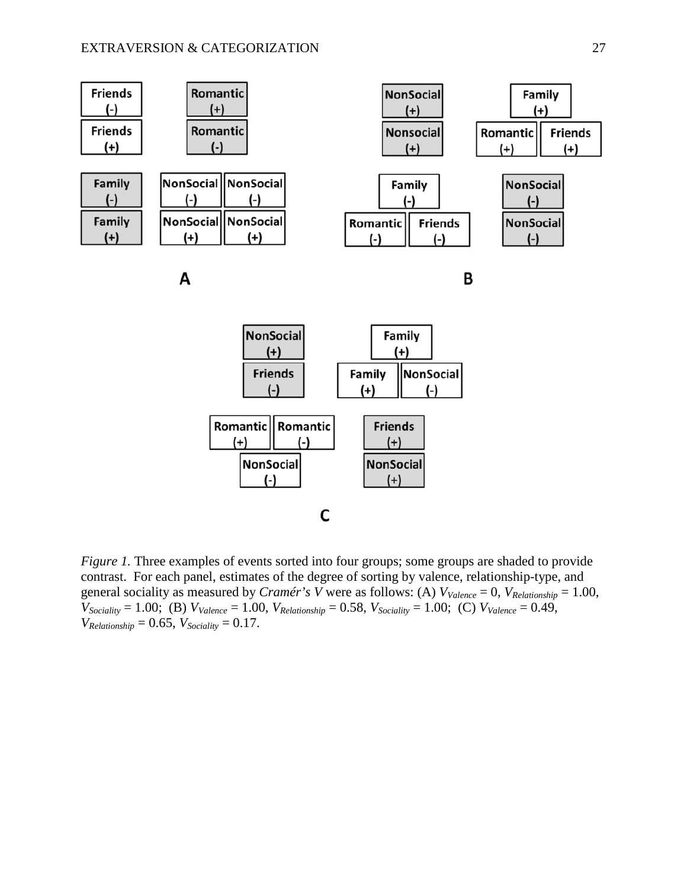Friends (-)
Friends (+)

Romantic (+)
Romantic (-)

Family (-)
Family (+)

NonSocial (-)
NonSocial (-)
NonSocial (+)
NonSocial (+)

A

NonSocial (+)
Nonsocial (+)

Family (+)
Romantic (+)
Friends (+)

Family (-)
Romantic (-)
Friends (-)

NonSocial (-)
NonSocial (-)

B

NonSocial (+)
Friends (-)

Family (+)
Family (+)
NonSocial (-)

Romantic (+)
Romantic (-)
NonSocial (-)

Friends (+)
NonSocial (+)

C

*Figure 1.* Three examples of events sorted into four groups; some groups are shaded to provide contrast. For each panel, estimates of the degree of sorting by valence, relationship-type, and general sociality as measured by *Cramér's V* were as follows: (A) $V_{Valence} = 0$, $V_{Relationship} = 1.00$, $V_{Sociality} = 1.00$; (B) $V_{Valence} = 1.00$, $V_{Relationship} = 0.58$, $V_{Sociality} = 1.00$; (C) $V_{Valence} = 0.49$, $V_{Relationship} = 0.65$, $V_{Sociality} = 0.17$.